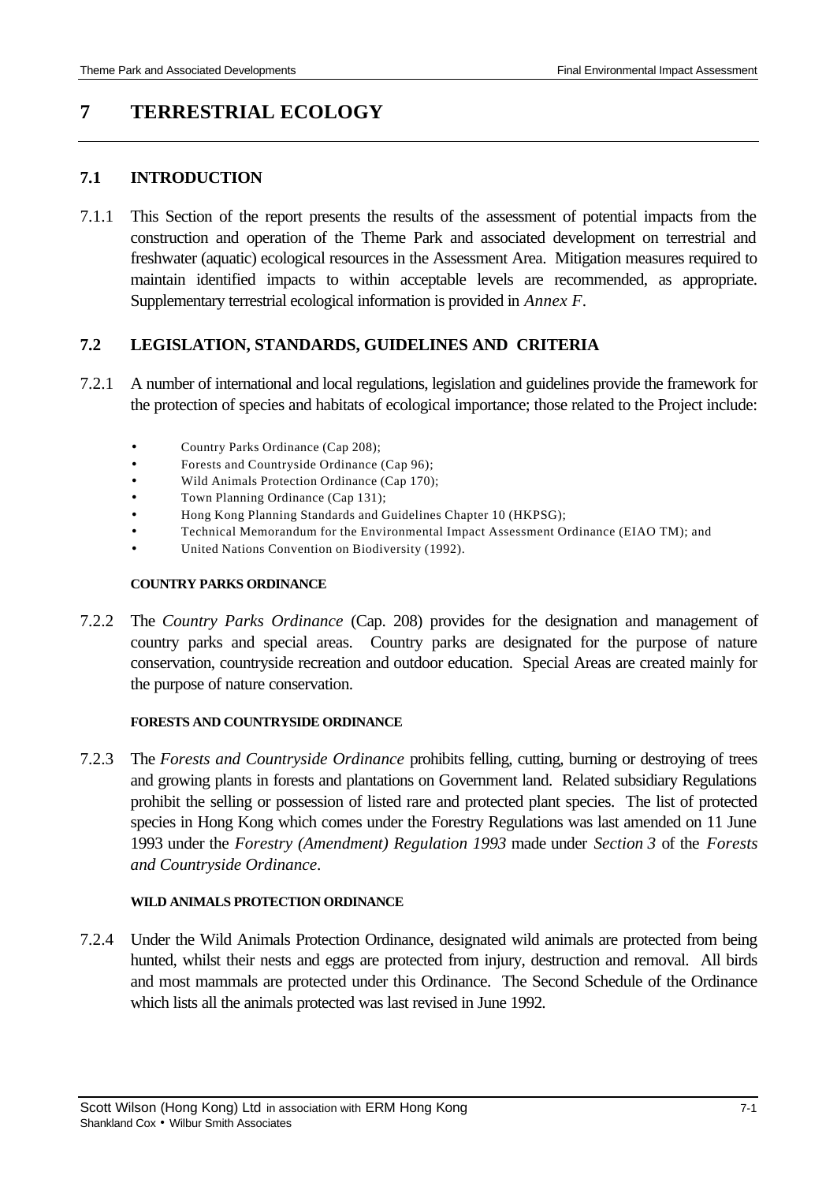# 7 TERRESTRIAL ECOLOGY

## 7.1 INTRODUCTION

7.1.1 This Section of the report presents the results of the assessment of potential impacts from the construction and operation of the Theme Park and associated development on terrestrial and freshwater (aquatic) ecological resources in the Assessment Area. Mitigation measures required to maintain identified impacts to within acceptable levels are recommended, as appropriate. Supplementary terrestrial ecological information is provided in *Annex F*.

## 7.2 LEGISLATION, STANDARDS, GUIDELINES AND CRITERIA

7.2.1 A number of international and local regulations, legislation and guidelines provide the framework for the protection of species and habitats of ecological importance; those related to the Project include:

- Country Parks Ordinance (Cap 208);
- Forests and Countryside Ordinance (Cap 96);
- Wild Animals Protection Ordinance (Cap 170);
- Town Planning Ordinance (Cap 131);
- Hong Kong Planning Standards and Guidelines Chapter 10 (HKPSG);
- Technical Memorandum for the Environmental Impact Assessment Ordinance (EIAO TM); and
- United Nations Convention on Biodiversity (1992).

#### COUNTRY PARKS ORDINANCE

7.2.2 The *Country Parks Ordinance* (Cap. 208) provides for the designation and management of country parks and special areas. Country parks are designated for the purpose of nature conservation, countryside recreation and outdoor education. Special Areas are created mainly for the purpose of nature conservation.

#### FORESTS AND COUNTRYSIDE ORDINANCE

7.2.3 The *Forests and Countryside Ordinance* prohibits felling, cutting, burning or destroying of trees and growing plants in forests and plantations on Government land. Related subsidiary Regulations prohibit the selling or possession of listed rare and protected plant species. The list of protected species in Hong Kong which comes under the Forestry Regulations was last amended on 11 June 1993 under the *Forestry (Amendment) Regulation 1993* made under *Section 3* of the *Forests and Countryside Ordinance*.

#### WILD ANIMALS PROTECTION ORDINANCE

7.2.4 Under the Wild Animals Protection Ordinance, designated wild animals are protected from being hunted, whilst their nests and eggs are protected from injury, destruction and removal. All birds and most mammals are protected under this Ordinance. The Second Schedule of the Ordinance which lists all the animals protected was last revised in June 1992.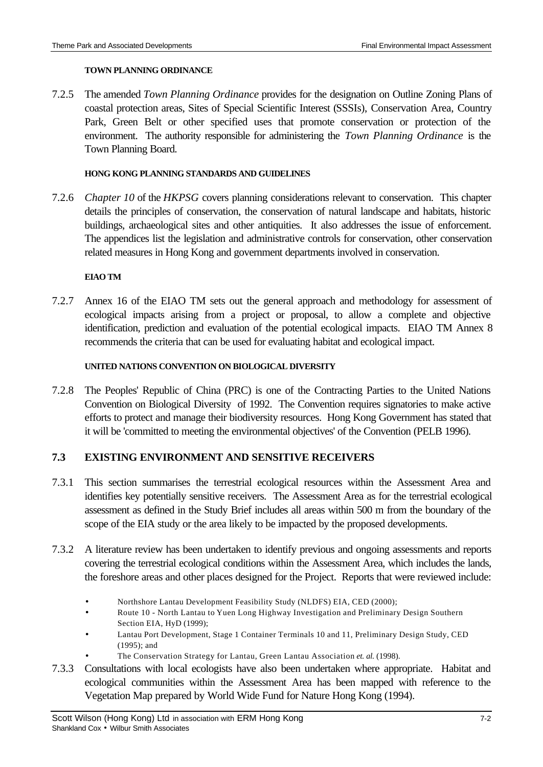**TOWN PLANNING ORDINANCE**

7.2.5 The amended *Town Planning Ordinance* provides for the designation on Outline Zoning Plans of coastal protection areas, Sites of Special Scientific Interest (SSSIs), Conservation Area, Country Park, Green Belt or other specified uses that promote conservation or protection of the environment. The authority responsible for administering the *Town Planning Ordinance* is the Town Planning Board.

**HONG KONG PLANNING STANDARDS AND GUIDELINES**

7.2.6 *Chapter 10* of the *HKPSG* covers planning considerations relevant to conservation. This chapter details the principles of conservation, the conservation of natural landscape and habitats, historic buildings, archaeological sites and other antiquities. It also addresses the issue of enforcement. The appendices list the legislation and administrative controls for conservation, other conservation related measures in Hong Kong and government departments involved in conservation.

**EIAO TM**

7.2.7 Annex 16 of the EIAO TM sets out the general approach and methodology for assessment of ecological impacts arising from a project or proposal, to allow a complete and objective identification, prediction and evaluation of the potential ecological impacts. EIAO TM Annex 8 recommends the criteria that can be used for evaluating habitat and ecological impact.

**UNITED NATIONS CONVENTION ON BIOLOGICAL DIVERSITY**

7.2.8 The Peoples' Republic of China (PRC) is one of the Contracting Parties to the United Nations Convention on Biological Diversity of 1992. The Convention requires signatories to make active efforts to protect and manage their biodiversity resources. Hong Kong Government has stated that it will be 'committed to meeting the environmental objectives' of the Convention (PELB 1996).

## 7.3 EXISTING ENVIRONMENT AND SENSITIVE RECEIVERS

7.3.1 This section summarises the terrestrial ecological resources within the Assessment Area and identifies key potentially sensitive receivers. The Assessment Area as for the terrestrial ecological assessment as defined in the Study Brief includes all areas within 500 m from the boundary of the scope of the EIA study or the area likely to be impacted by the proposed developments.

7.3.2 A literature review has been undertaken to identify previous and ongoing assessments and reports covering the terrestrial ecological conditions within the Assessment Area, which includes the lands, the foreshore areas and other places designed for the Project. Reports that were reviewed include:

- Northshore Lantau Development Feasibility Study (NLDFS) EIA, CED (2000);
- Route 10 - North Lantau to Yuen Long Highway Investigation and Preliminary Design Southern Section EIA, HyD (1999);
- Lantau Port Development, Stage 1 Container Terminals 10 and 11, Preliminary Design Study, CED (1995); and
- The Conservation Strategy for Lantau, Green Lantau Association *et. al.* (1998).

7.3.3 Consultations with local ecologists have also been undertaken where appropriate. Habitat and ecological communities within the Assessment Area has been mapped with reference to the Vegetation Map prepared by World Wide Fund for Nature Hong Kong (1994).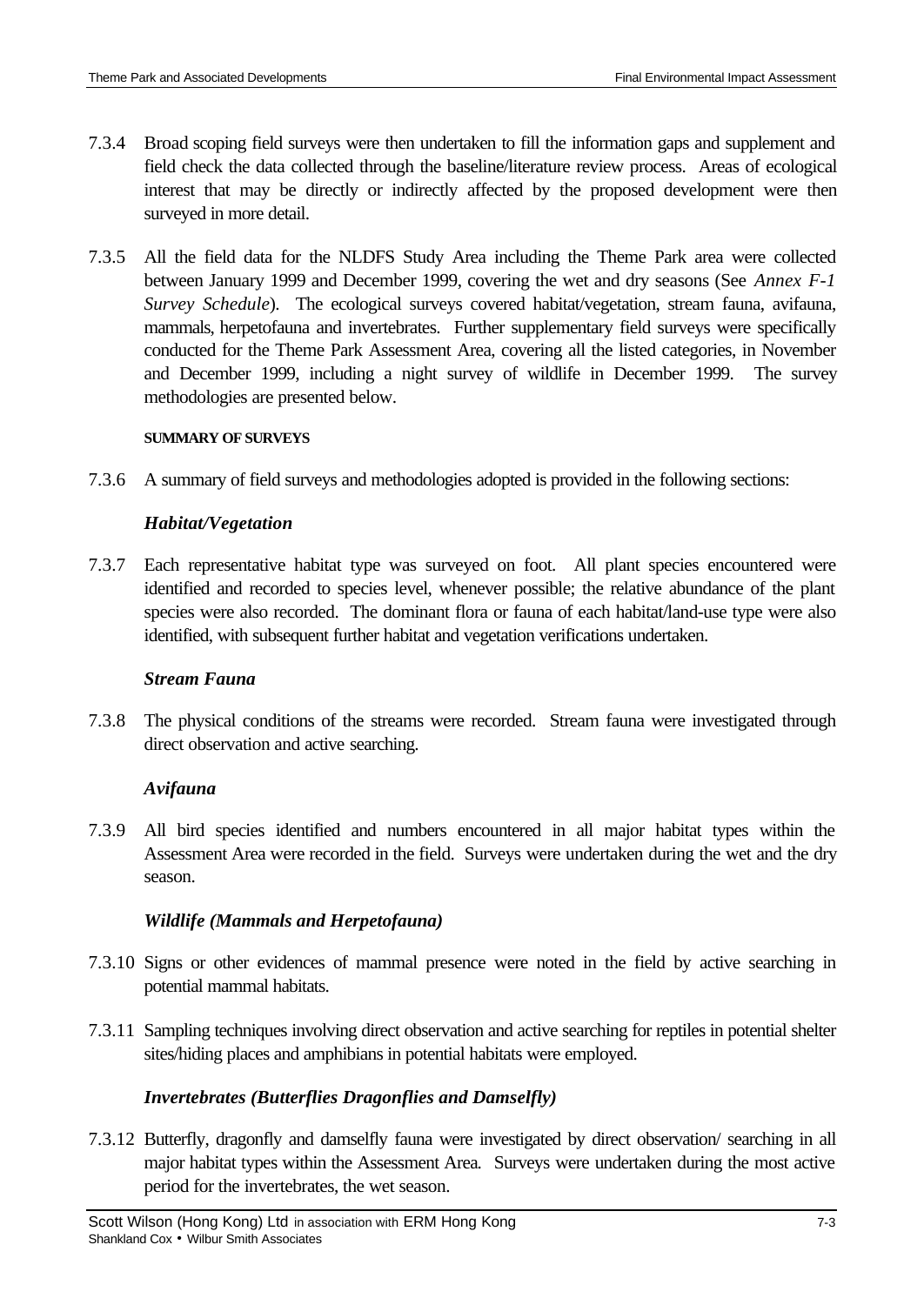7.3.4 Broad scoping field surveys were then undertaken to fill the information gaps and supplement and field check the data collected through the baseline/literature review process. Areas of ecological interest that may be directly or indirectly affected by the proposed development were then surveyed in more detail.

7.3.5 All the field data for the NLDFS Study Area including the Theme Park area were collected between January 1999 and December 1999, covering the wet and dry seasons (See *Annex F-1 Survey Schedule*). The ecological surveys covered habitat/vegetation, stream fauna, avifauna, mammals, herpetofauna and invertebrates. Further supplementary field surveys were specifically conducted for the Theme Park Assessment Area, covering all the listed categories, in November and December 1999, including a night survey of wildlife in December 1999. The survey methodologies are presented below.

#### SUMMARY OF SURVEYS

7.3.6 A summary of field surveys and methodologies adopted is provided in the following sections:

### *Habitat/Vegetation*

7.3.7 Each representative habitat type was surveyed on foot. All plant species encountered were identified and recorded to species level, whenever possible; the relative abundance of the plant species were also recorded. The dominant flora or fauna of each habitat/land-use type were also identified, with subsequent further habitat and vegetation verifications undertaken.

### *Stream Fauna*

7.3.8 The physical conditions of the streams were recorded. Stream fauna were investigated through direct observation and active searching.

### *Avifauna*

7.3.9 All bird species identified and numbers encountered in all major habitat types within the Assessment Area were recorded in the field. Surveys were undertaken during the wet and the dry season.

### *Wildlife (Mammals and Herpetofauna)*

7.3.10 Signs or other evidences of mammal presence were noted in the field by active searching in potential mammal habitats.

7.3.11 Sampling techniques involving direct observation and active searching for reptiles in potential shelter sites/hiding places and amphibians in potential habitats were employed.

### *Invertebrates (Butterflies Dragonflies and Damselfly)*

7.3.12 Butterfly, dragonfly and damselfly fauna were investigated by direct observation/ searching in all major habitat types within the Assessment Area. Surveys were undertaken during the most active period for the invertebrates, the wet season.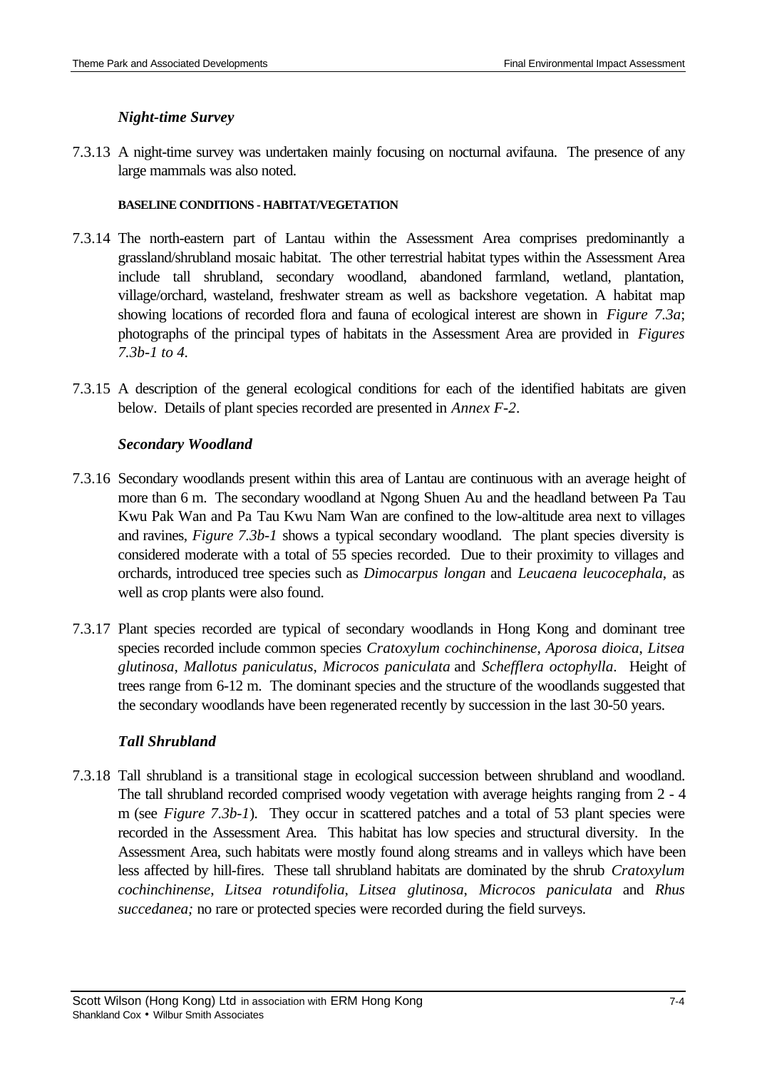### *Night-time Survey*

7.3.13 A night-time survey was undertaken mainly focusing on nocturnal avifauna. The presence of any large mammals was also noted.

#### BASELINE CONDITIONS - HABITAT/VEGETATION

7.3.14 The north-eastern part of Lantau within the Assessment Area comprises predominantly a grassland/shrubland mosaic habitat. The other terrestrial habitat types within the Assessment Area include tall shrubland, secondary woodland, abandoned farmland, wetland, plantation, village/orchard, wasteland, freshwater stream as well as backshore vegetation. A habitat map showing locations of recorded flora and fauna of ecological interest are shown in *Figure 7.3a*; photographs of the principal types of habitats in the Assessment Area are provided in *Figures 7.3b-1 to 4*.

7.3.15 A description of the general ecological conditions for each of the identified habitats are given below. Details of plant species recorded are presented in *Annex F-2*.

### *Secondary Woodland*

7.3.16 Secondary woodlands present within this area of Lantau are continuous with an average height of more than 6 m. The secondary woodland at Ngong Shuen Au and the headland between Pa Tau Kwu Pak Wan and Pa Tau Kwu Nam Wan are confined to the low-altitude area next to villages and ravines, *Figure 7.3b-1* shows a typical secondary woodland. The plant species diversity is considered moderate with a total of 55 species recorded. Due to their proximity to villages and orchards, introduced tree species such as *Dimocarpus longan* and *Leucaena leucocephala*, as well as crop plants were also found.

7.3.17 Plant species recorded are typical of secondary woodlands in Hong Kong and dominant tree species recorded include common species *Cratoxylum cochinchinense*, *Aporosa dioica*, *Litsea glutinosa*, *Mallotus paniculatus*, *Microcos paniculata* and *Schefflera octophylla*. Height of trees range from 6-12 m. The dominant species and the structure of the woodlands suggested that the secondary woodlands have been regenerated recently by succession in the last 30-50 years.

### *Tall Shrubland*

7.3.18 Tall shrubland is a transitional stage in ecological succession between shrubland and woodland. The tall shrubland recorded comprised woody vegetation with average heights ranging from 2 - 4 m (see *Figure 7.3b-1*). They occur in scattered patches and a total of 53 plant species were recorded in the Assessment Area. This habitat has low species and structural diversity. In the Assessment Area, such habitats were mostly found along streams and in valleys which have been less affected by hill-fires. These tall shrubland habitats are dominated by the shrub *Cratoxylum cochinchinense*, *Litsea rotundifolia*, *Litsea glutinosa*, *Microcos paniculata* and *Rhus succedanea;* no rare or protected species were recorded during the field surveys.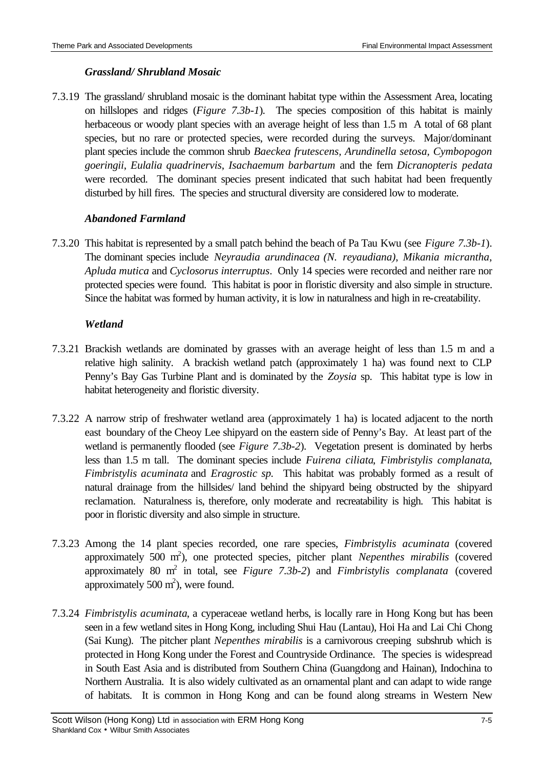### *Grassland/ Shrubland Mosaic*

7.3.19 The grassland/ shrubland mosaic is the dominant habitat type within the Assessment Area, locating on hillslopes and ridges (*Figure 7.3b-1*). The species composition of this habitat is mainly herbaceous or woody plant species with an average height of less than 1.5 m A total of 68 plant species, but no rare or protected species, were recorded during the surveys. Major/dominant plant species include the common shrub *Baeckea frutescens*, *Arundinella setosa*, *Cymbopogon goeringii*, *Eulalia quadrinervis*, *Isachaemum barbartum* and the fern *Dicranopteris pedata* were recorded. The dominant species present indicated that such habitat had been frequently disturbed by hill fires. The species and structural diversity are considered low to moderate.

### *Abandoned Farmland*

7.3.20 This habitat is represented by a small patch behind the beach of Pa Tau Kwu (see *Figure 7.3b-1*). The dominant species include *Neyraudia arundinacea (N. reyaudiana)*, *Mikania micrantha*, *Apluda mutica* and *Cyclosorus interruptus*. Only 14 species were recorded and neither rare nor protected species were found. This habitat is poor in floristic diversity and also simple in structure. Since the habitat was formed by human activity, it is low in naturalness and high in re-creatability.

### *Wetland*

7.3.21 Brackish wetlands are dominated by grasses with an average height of less than 1.5 m and a relative high salinity. A brackish wetland patch (approximately 1 ha) was found next to CLP Penny's Bay Gas Turbine Plant and is dominated by the *Zoysia* sp. This habitat type is low in habitat heterogeneity and floristic diversity.

7.3.22 A narrow strip of freshwater wetland area (approximately 1 ha) is located adjacent to the north east boundary of the Cheoy Lee shipyard on the eastern side of Penny's Bay. At least part of the wetland is permanently flooded (see *Figure 7.3b-2*). Vegetation present is dominated by herbs less than 1.5 m tall. The dominant species include *Fuirena ciliata*, *Fimbristylis complanata*, *Fimbristylis acuminata* and *Eragrostic sp.* This habitat was probably formed as a result of natural drainage from the hillsides/ land behind the shipyard being obstructed by the shipyard reclamation. Naturalness is, therefore, only moderate and recreatability is high. This habitat is poor in floristic diversity and also simple in structure.

7.3.23 Among the 14 plant species recorded, one rare species, *Fimbristylis acuminata* (covered approximately 500 $m^2$), one protected species, pitcher plant *Nepenthes mirabilis* (covered approximately 80 $m^2$ in total, see *Figure 7.3b-2*) and *Fimbristylis complanata* (covered approximately 500 $m^2$), were found.

7.3.24 *Fimbristylis acuminata*, a cyperaceae wetland herbs, is locally rare in Hong Kong but has been seen in a few wetland sites in Hong Kong, including Shui Hau (Lantau), Hoi Ha and Lai Chi Chong (Sai Kung). The pitcher plant *Nepenthes mirabilis* is a carnivorous creeping subshrub which is protected in Hong Kong under the Forest and Countryside Ordinance. The species is widespread in South East Asia and is distributed from Southern China (Guangdong and Hainan), Indochina to Northern Australia. It is also widely cultivated as an ornamental plant and can adapt to wide range of habitats. It is common in Hong Kong and can be found along streams in Western New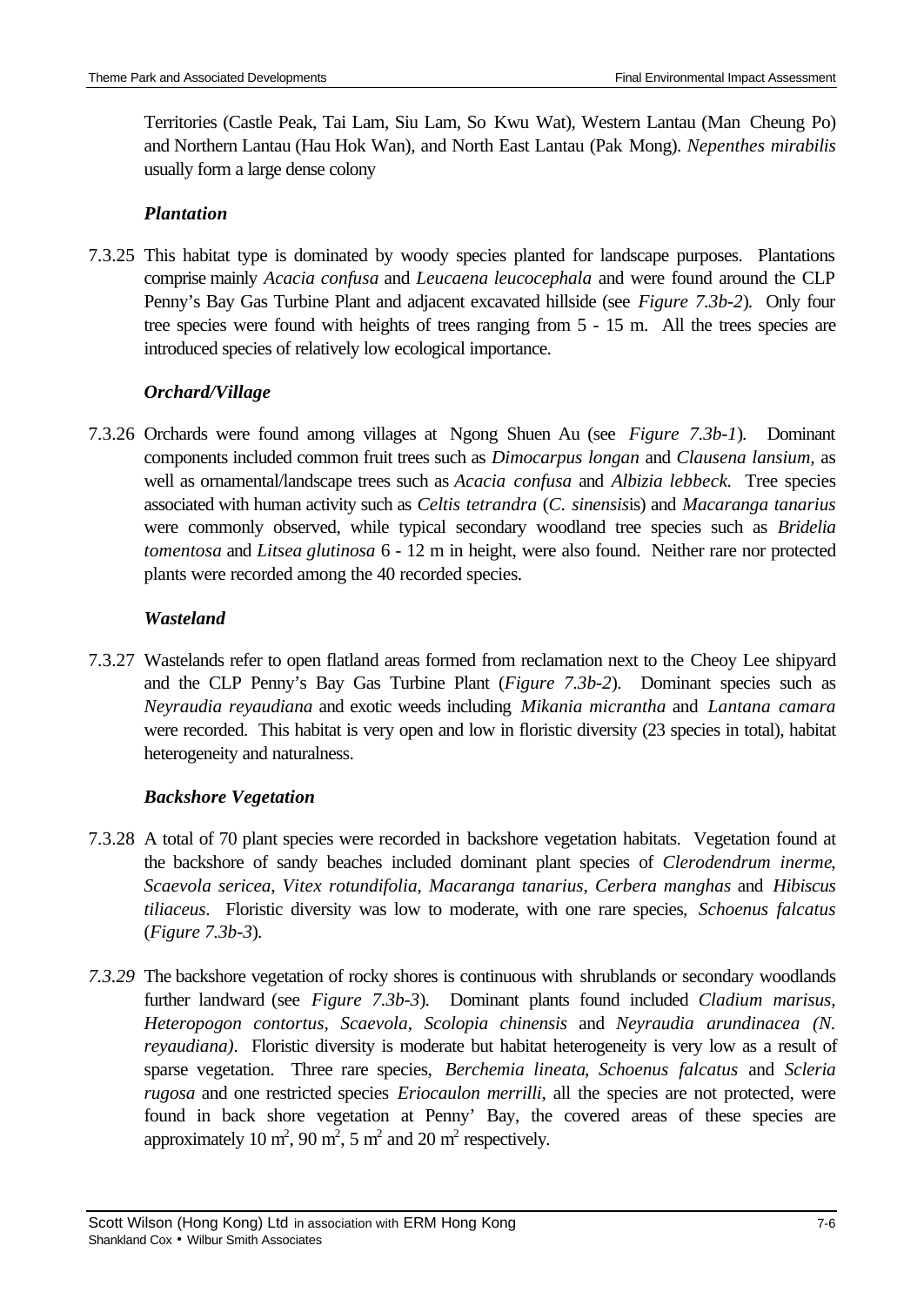Territories (Castle Peak, Tai Lam, Siu Lam, So Kwu Wat), Western Lantau (Man Cheung Po) and Northern Lantau (Hau Hok Wan), and North East Lantau (Pak Mong). *Nepenthes mirabilis* usually form a large dense colony

### *Plantation*

7.3.25 This habitat type is dominated by woody species planted for landscape purposes. Plantations comprise mainly *Acacia confusa* and *Leucaena leucocephala* and were found around the CLP Penny's Bay Gas Turbine Plant and adjacent excavated hillside (see *Figure 7.3b-2*). Only four tree species were found with heights of trees ranging from 5 - 15 m. All the trees species are introduced species of relatively low ecological importance.

### *Orchard/Village*

7.3.26 Orchards were found among villages at Ngong Shuen Au (see *Figure 7.3b-1*). Dominant components included common fruit trees such as *Dimocarpus longan* and *Clausena lansium,* as well as ornamental/landscape trees such as *Acacia confusa* and *Albizia lebbeck.* Tree species associated with human activity such as *Celtis tetrandra* (*C. sinensis*is) and *Macaranga tanarius* were commonly observed, while typical secondary woodland tree species such as *Bridelia tomentosa* and *Litsea glutinosa* 6 - 12 m in height, were also found. Neither rare nor protected plants were recorded among the 40 recorded species.

### *Wasteland*

7.3.27 Wastelands refer to open flatland areas formed from reclamation next to the Cheoy Lee shipyard and the CLP Penny's Bay Gas Turbine Plant (*Figure 7.3b-2*). Dominant species such as *Neyraudia reyaudiana* and exotic weeds including *Mikania micrantha* and *Lantana camara* were recorded. This habitat is very open and low in floristic diversity (23 species in total), habitat heterogeneity and naturalness.

### *Backshore Vegetation*

7.3.28 A total of 70 plant species were recorded in backshore vegetation habitats. Vegetation found at the backshore of sandy beaches included dominant plant species of *Clerodendrum inerme*, *Scaevola sericea*, *Vitex rotundifolia*, *Macaranga tanarius*, *Cerbera manghas* and *Hibiscus tiliaceus*. Floristic diversity was low to moderate, with one rare species, *Schoenus falcatus* (*Figure 7.3b-3*).

*7.3.29* The backshore vegetation of rocky shores is continuous with shrublands or secondary woodlands further landward (see *Figure 7.3b-3*). Dominant plants found included *Cladium marisus*, *Heteropogon contortus, Scaevola, Scolopia chinensis* and *Neyraudia arundinacea (N. reyaudiana)*. Floristic diversity is moderate but habitat heterogeneity is very low as a result of sparse vegetation. Three rare species, *Berchemia lineata*, *Schoenus falcatus* and *Scleria rugosa* and one restricted species *Eriocaulon merrilli*, all the species are not protected, were found in back shore vegetation at Penny' Bay, the covered areas of these species are approximately 10 $m^2$, 90 $m^2$, 5 $m^2$ and 20 $m^2$ respectively.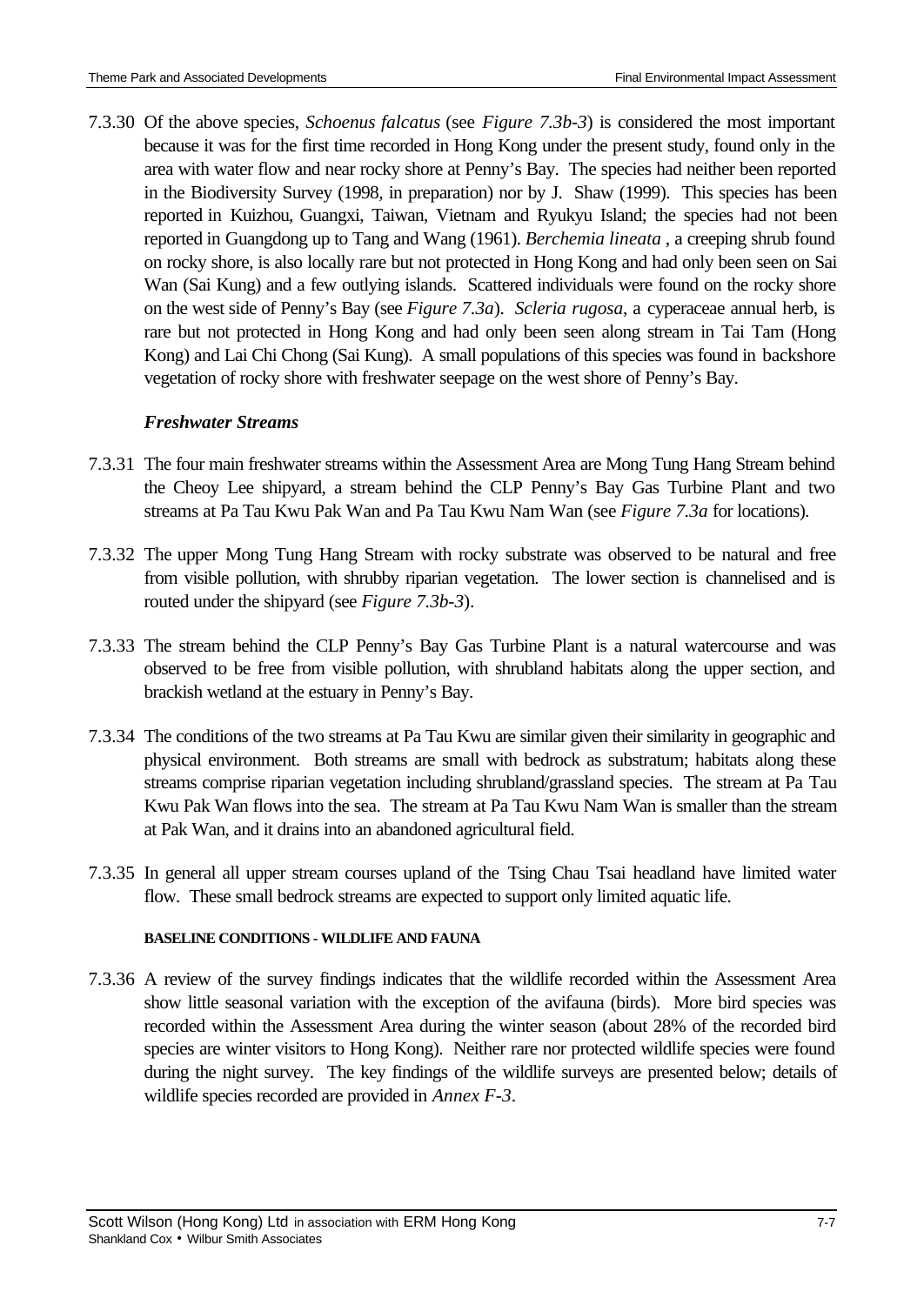7.3.30 Of the above species, *Schoenus falcatus* (see *Figure 7.3b-3*) is considered the most important because it was for the first time recorded in Hong Kong under the present study, found only in the area with water flow and near rocky shore at Penny's Bay. The species had neither been reported in the Biodiversity Survey (1998, in preparation) nor by J. Shaw (1999). This species has been reported in Kuizhou, Guangxi, Taiwan, Vietnam and Ryukyu Island; the species had not been reported in Guangdong up to Tang and Wang (1961). *Berchemia lineata* , a creeping shrub found on rocky shore, is also locally rare but not protected in Hong Kong and had only been seen on Sai Wan (Sai Kung) and a few outlying islands. Scattered individuals were found on the rocky shore on the west side of Penny's Bay (see *Figure 7.3a*). *Scleria rugosa*, a cyperaceae annual herb, is rare but not protected in Hong Kong and had only been seen along stream in Tai Tam (Hong Kong) and Lai Chi Chong (Sai Kung). A small populations of this species was found in backshore vegetation of rocky shore with freshwater seepage on the west shore of Penny's Bay.

### *Freshwater Streams*

7.3.31 The four main freshwater streams within the Assessment Area are Mong Tung Hang Stream behind the Cheoy Lee shipyard, a stream behind the CLP Penny's Bay Gas Turbine Plant and two streams at Pa Tau Kwu Pak Wan and Pa Tau Kwu Nam Wan (see *Figure 7.3a* for locations).

7.3.32 The upper Mong Tung Hang Stream with rocky substrate was observed to be natural and free from visible pollution, with shrubby riparian vegetation. The lower section is channelised and is routed under the shipyard (see *Figure 7.3b-3*).

7.3.33 The stream behind the CLP Penny's Bay Gas Turbine Plant is a natural watercourse and was observed to be free from visible pollution, with shrubland habitats along the upper section, and brackish wetland at the estuary in Penny's Bay.

7.3.34 The conditions of the two streams at Pa Tau Kwu are similar given their similarity in geographic and physical environment. Both streams are small with bedrock as substratum; habitats along these streams comprise riparian vegetation including shrubland/grassland species. The stream at Pa Tau Kwu Pak Wan flows into the sea. The stream at Pa Tau Kwu Nam Wan is smaller than the stream at Pak Wan, and it drains into an abandoned agricultural field.

7.3.35 In general all upper stream courses upland of the Tsing Chau Tsai headland have limited water flow. These small bedrock streams are expected to support only limited aquatic life.

#### BASELINE CONDITIONS - WILDLIFE AND FAUNA

7.3.36 A review of the survey findings indicates that the wildlife recorded within the Assessment Area show little seasonal variation with the exception of the avifauna (birds). More bird species was recorded within the Assessment Area during the winter season (about 28% of the recorded bird species are winter visitors to Hong Kong). Neither rare nor protected wildlife species were found during the night survey. The key findings of the wildlife surveys are presented below; details of wildlife species recorded are provided in *Annex F-3*.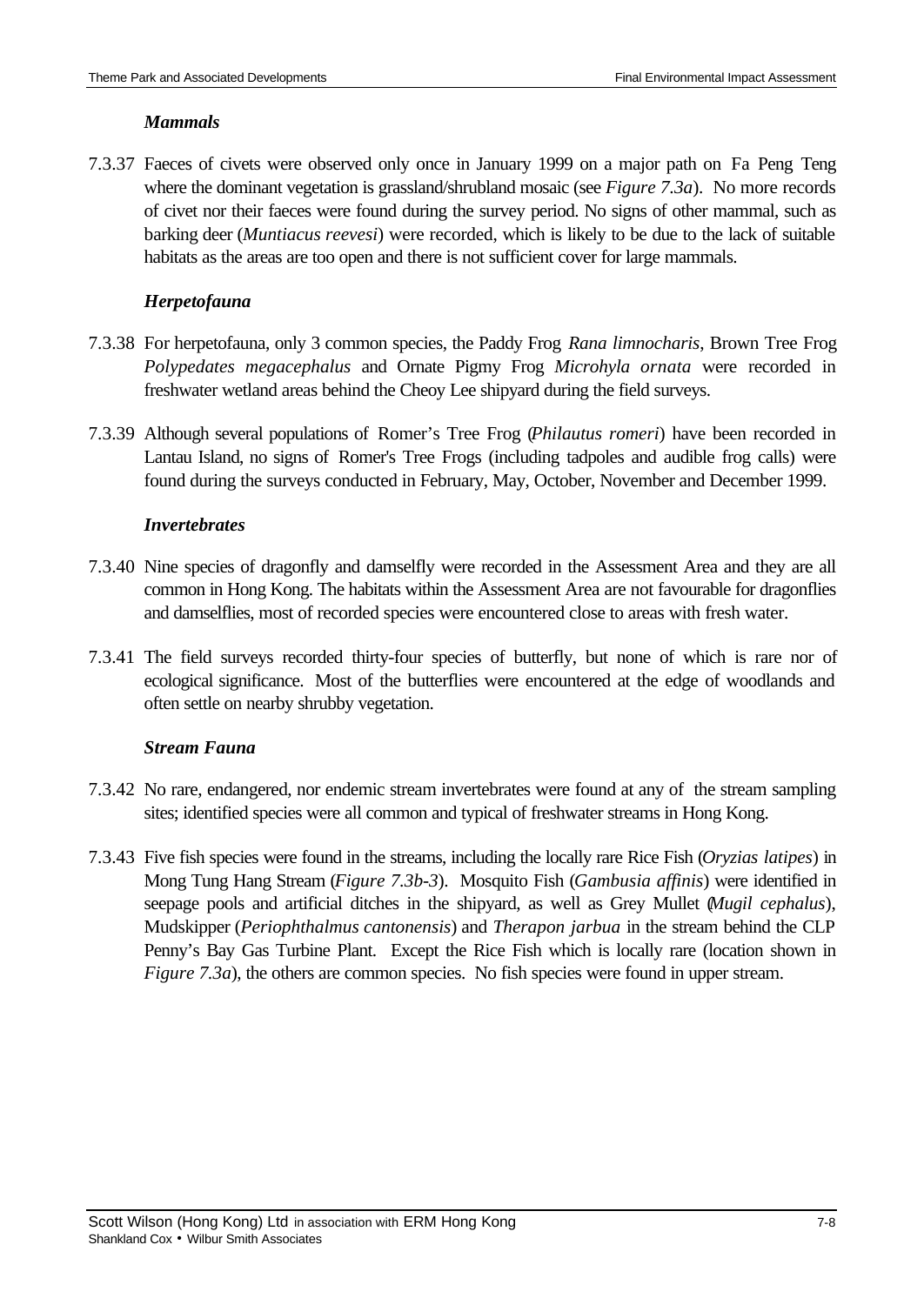### *Mammals*

7.3.37 Faeces of civets were observed only once in January 1999 on a major path on Fa Peng Teng where the dominant vegetation is grassland/shrubland mosaic (see *Figure 7.3a*). No more records of civet nor their faeces were found during the survey period. No signs of other mammal, such as barking deer (*Muntiacus reevesi*) were recorded, which is likely to be due to the lack of suitable habitats as the areas are too open and there is not sufficient cover for large mammals.

### *Herpetofauna*

7.3.38 For herpetofauna, only 3 common species, the Paddy Frog *Rana limnocharis*, Brown Tree Frog *Polypedates megacephalus* and Ornate Pigmy Frog *Microhyla ornata* were recorded in freshwater wetland areas behind the Cheoy Lee shipyard during the field surveys.

7.3.39 Although several populations of Romer's Tree Frog (*Philautus romeri*) have been recorded in Lantau Island, no signs of Romer's Tree Frogs (including tadpoles and audible frog calls) were found during the surveys conducted in February, May, October, November and December 1999.

### *Invertebrates*

7.3.40 Nine species of dragonfly and damselfly were recorded in the Assessment Area and they are all common in Hong Kong. The habitats within the Assessment Area are not favourable for dragonflies and damselflies, most of recorded species were encountered close to areas with fresh water.

7.3.41 The field surveys recorded thirty-four species of butterfly, but none of which is rare nor of ecological significance. Most of the butterflies were encountered at the edge of woodlands and often settle on nearby shrubby vegetation.

### *Stream Fauna*

7.3.42 No rare, endangered, nor endemic stream invertebrates were found at any of the stream sampling sites; identified species were all common and typical of freshwater streams in Hong Kong.

7.3.43 Five fish species were found in the streams, including the locally rare Rice Fish (*Oryzias latipes*) in Mong Tung Hang Stream (*Figure 7.3b-3*). Mosquito Fish (*Gambusia affinis*) were identified in seepage pools and artificial ditches in the shipyard, as well as Grey Mullet (*Mugil cephalus*), Mudskipper (*Periophthalmus cantonensis*) and *Therapon jarbua* in the stream behind the CLP Penny's Bay Gas Turbine Plant. Except the Rice Fish which is locally rare (location shown in *Figure 7.3a*), the others are common species. No fish species were found in upper stream.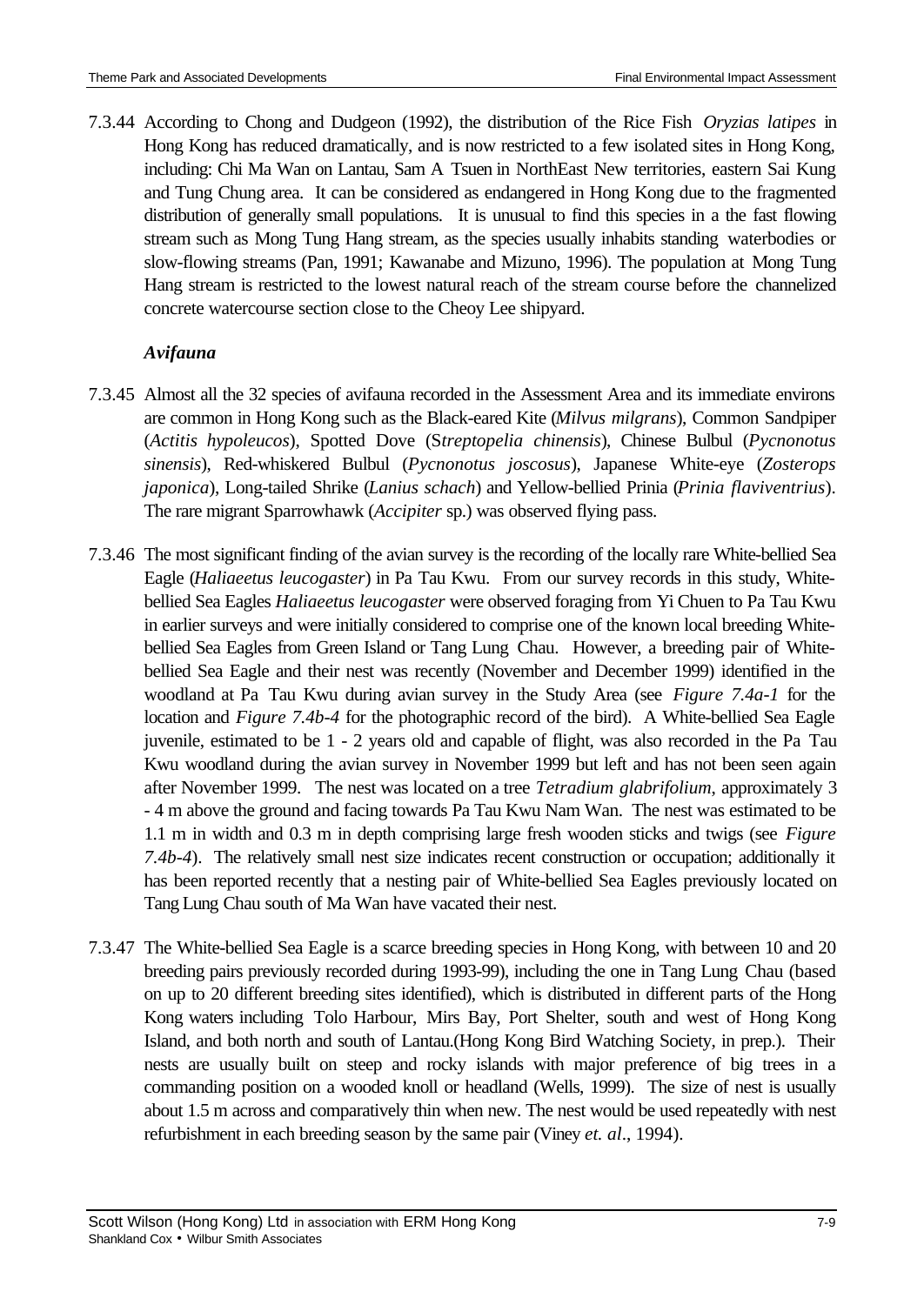7.3.44 According to Chong and Dudgeon (1992), the distribution of the Rice Fish *Oryzias latipes* in Hong Kong has reduced dramatically, and is now restricted to a few isolated sites in Hong Kong, including: Chi Ma Wan on Lantau, Sam A Tsuen in NorthEast New territories, eastern Sai Kung and Tung Chung area. It can be considered as endangered in Hong Kong due to the fragmented distribution of generally small populations. It is unusual to find this species in a the fast flowing stream such as Mong Tung Hang stream, as the species usually inhabits standing waterbodies or slow-flowing streams (Pan, 1991; Kawanabe and Mizuno, 1996). The population at Mong Tung Hang stream is restricted to the lowest natural reach of the stream course before the channelized concrete watercourse section close to the Cheoy Lee shipyard.

***Avifauna***

7.3.45 Almost all the 32 species of avifauna recorded in the Assessment Area and its immediate environs are common in Hong Kong such as the Black-eared Kite (*Milvus milgrans*), Common Sandpiper (*Actitis hypoleucos*), Spotted Dove (S*treptopelia chinensis*), Chinese Bulbul (*Pycnonotus sinensis*), Red-whiskered Bulbul (*Pycnonotus joscosus*), Japanese White-eye (*Zosterops japonica*), Long-tailed Shrike (*Lanius schach*) and Yellow-bellied Prinia (*Prinia flaviventrius*). The rare migrant Sparrowhawk (*Accipiter* sp.) was observed flying pass.

7.3.46 The most significant finding of the avian survey is the recording of the locally rare White-bellied Sea Eagle (*Haliaeetus leucogaster*) in Pa Tau Kwu. From our survey records in this study, White-bellied Sea Eagles *Haliaeetus leucogaster* were observed foraging from Yi Chuen to Pa Tau Kwu in earlier surveys and were initially considered to comprise one of the known local breeding White-bellied Sea Eagles from Green Island or Tang Lung Chau. However, a breeding pair of White-bellied Sea Eagle and their nest was recently (November and December 1999) identified in the woodland at Pa Tau Kwu during avian survey in the Study Area (see *Figure 7.4a-1* for the location and *Figure 7.4b-4* for the photographic record of the bird). A White-bellied Sea Eagle juvenile, estimated to be 1 - 2 years old and capable of flight, was also recorded in the Pa Tau Kwu woodland during the avian survey in November 1999 but left and has not been seen again after November 1999. The nest was located on a tree *Tetradium glabrifolium*, approximately 3 - 4 m above the ground and facing towards Pa Tau Kwu Nam Wan. The nest was estimated to be 1.1 m in width and 0.3 m in depth comprising large fresh wooden sticks and twigs (see *Figure 7.4b-4*). The relatively small nest size indicates recent construction or occupation; additionally it has been reported recently that a nesting pair of White-bellied Sea Eagles previously located on Tang Lung Chau south of Ma Wan have vacated their nest.

7.3.47 The White-bellied Sea Eagle is a scarce breeding species in Hong Kong, with between 10 and 20 breeding pairs previously recorded during 1993-99), including the one in Tang Lung Chau (based on up to 20 different breeding sites identified), which is distributed in different parts of the Hong Kong waters including Tolo Harbour, Mirs Bay, Port Shelter, south and west of Hong Kong Island, and both north and south of Lantau.(Hong Kong Bird Watching Society, in prep.). Their nests are usually built on steep and rocky islands with major preference of big trees in a commanding position on a wooded knoll or headland (Wells, 1999). The size of nest is usually about 1.5 m across and comparatively thin when new. The nest would be used repeatedly with nest refurbishment in each breeding season by the same pair (Viney *et. al*., 1994).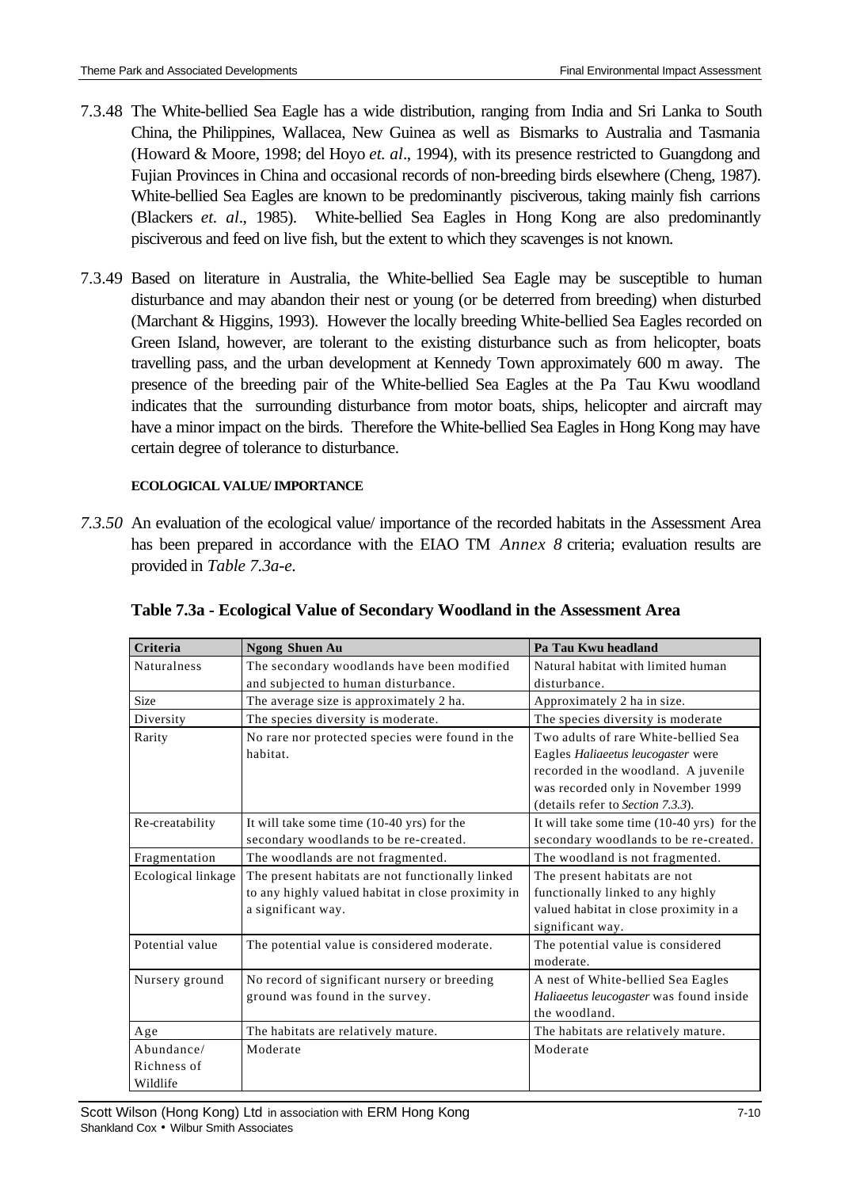7.3.48 The White-bellied Sea Eagle has a wide distribution, ranging from India and Sri Lanka to South China, the Philippines, Wallacea, New Guinea as well as Bismarks to Australia and Tasmania (Howard & Moore, 1998; del Hoyo *et. al*., 1994), with its presence restricted to Guangdong and Fujian Provinces in China and occasional records of non-breeding birds elsewhere (Cheng, 1987). White-bellied Sea Eagles are known to be predominantly pisciverous, taking mainly fish carrions (Blackers *et. al*., 1985). White-bellied Sea Eagles in Hong Kong are also predominantly pisciverous and feed on live fish, but the extent to which they scavenges is not known.

7.3.49 Based on literature in Australia, the White-bellied Sea Eagle may be susceptible to human disturbance and may abandon their nest or young (or be deterred from breeding) when disturbed (Marchant & Higgins, 1993). However the locally breeding White-bellied Sea Eagles recorded on Green Island, however, are tolerant to the existing disturbance such as from helicopter, boats travelling pass, and the urban development at Kennedy Town approximately 600 m away. The presence of the breeding pair of the White-bellied Sea Eagles at the Pa Tau Kwu woodland indicates that the surrounding disturbance from motor boats, ships, helicopter and aircraft may have a minor impact on the birds. Therefore the White-bellied Sea Eagles in Hong Kong may have certain degree of tolerance to disturbance.

**ECOLOGICAL VALUE/ IMPORTANCE**

*7.3.50* An evaluation of the ecological value/ importance of the recorded habitats in the Assessment Area has been prepared in accordance with the EIAO TM *Annex 8* criteria; evaluation results are provided in *Table 7.3a-e*.

**Table 7.3a - Ecological Value of Secondary Woodland in the Assessment Area**

| Criteria | Ngong Shuen Au | Pa Tau Kwu headland |
|---|---|---|
| Naturalness | The secondary woodlands have been modified and subjected to human disturbance. | Natural habitat with limited human disturbance. |
| Size | The average size is approximately 2 ha. | Approximately 2 ha in size. |
| Diversity | The species diversity is moderate. | The species diversity is moderate |
| Rarity | No rare nor protected species were found in the habitat. | Two adults of rare White-bellied Sea Eagles *Haliaeetus leucogaster* were recorded in the woodland. A juvenile was recorded only in November 1999 (details refer to *Section 7.3.3*). |
| Re-creatability | It will take some time (10-40 yrs) for the secondary woodlands to be re-created. | It will take some time (10-40 yrs) for the secondary woodlands to be re-created. |
| Fragmentation | The woodlands are not fragmented. | The woodland is not fragmented. |
| Ecological linkage | The present habitats are not functionally linked to any highly valued habitat in close proximity in a significant way. | The present habitats are not functionally linked to any highly valued habitat in close proximity in a significant way. |
| Potential value | The potential value is considered moderate. | The potential value is considered moderate. |
| Nursery ground | No record of significant nursery or breeding ground was found in the survey. | A nest of White-bellied Sea Eagles *Haliaeetus leucogaster* was found inside the woodland. |
| Age | The habitats are relatively mature. | The habitats are relatively mature. |
| Abundance/ Richness of Wildlife | Moderate | Moderate |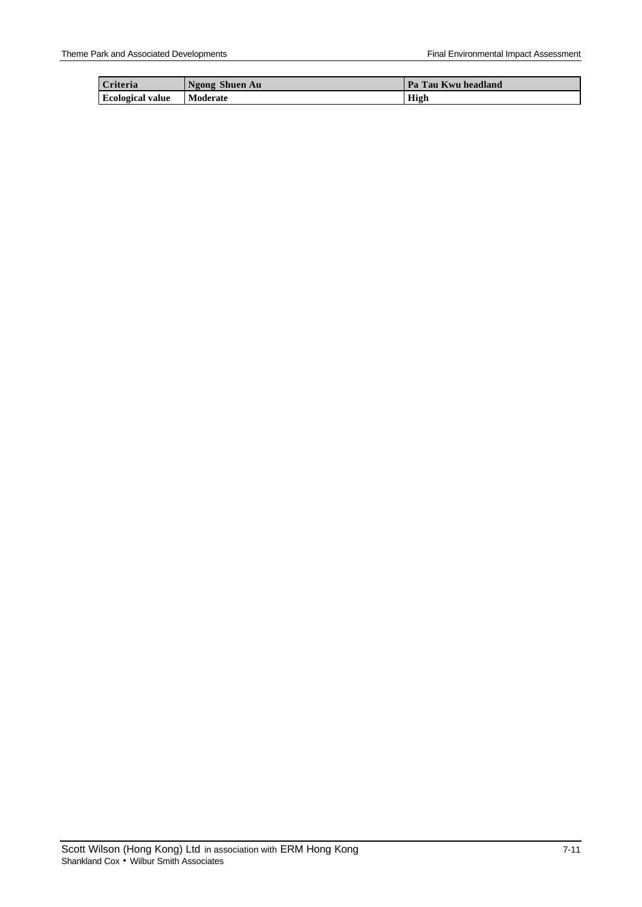| Criteria | Ngong Shuen Au | Pa Tau Kwu headland |
|---|---|---|
| **Ecological value** | **Moderate** | **High** |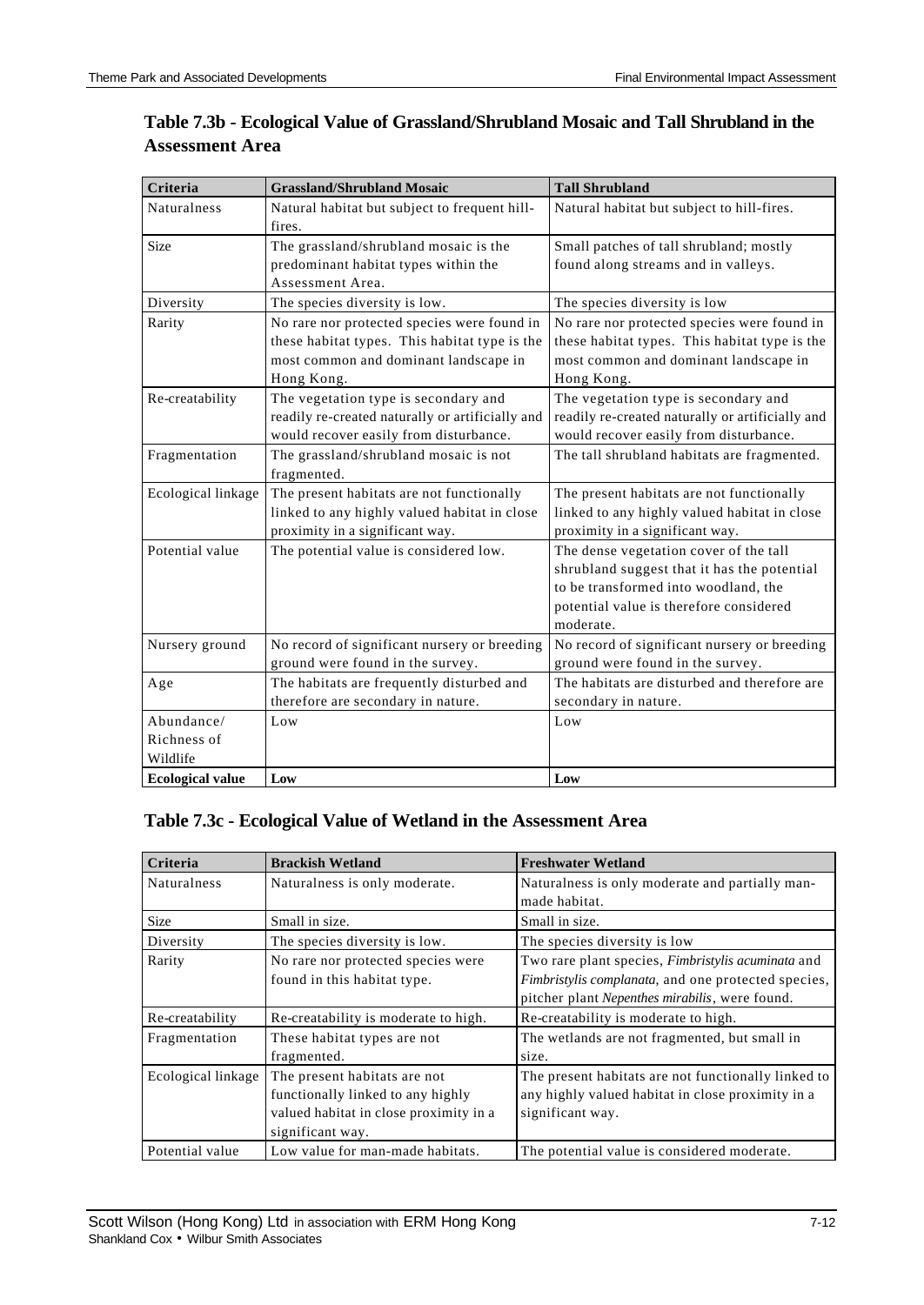## Table 7.3b - Ecological Value of Grassland/Shrubland Mosaic and Tall Shrubland in the Assessment Area

| Criteria | Grassland/Shrubland Mosaic | Tall Shrubland |
|---|---|---|
| Naturalness | Natural habitat but subject to frequent hill-fires. | Natural habitat but subject to hill-fires. |
| Size | The grassland/shrubland mosaic is the predominant habitat types within the Assessment Area. | Small patches of tall shrubland; mostly found along streams and in valleys. |
| Diversity | The species diversity is low. | The species diversity is low |
| Rarity | No rare nor protected species were found in these habitat types. This habitat type is the most common and dominant landscape in Hong Kong. | No rare nor protected species were found in these habitat types. This habitat type is the most common and dominant landscape in Hong Kong. |
| Re-creatability | The vegetation type is secondary and readily re-created naturally or artificially and would recover easily from disturbance. | The vegetation type is secondary and readily re-created naturally or artificially and would recover easily from disturbance. |
| Fragmentation | The grassland/shrubland mosaic is not fragmented. | The tall shrubland habitats are fragmented. |
| Ecological linkage | The present habitats are not functionally linked to any highly valued habitat in close proximity in a significant way. | The present habitats are not functionally linked to any highly valued habitat in close proximity in a significant way. |
| Potential value | The potential value is considered low. | The dense vegetation cover of the tall shrubland suggest that it has the potential to be transformed into woodland, the potential value is therefore considered moderate. |
| Nursery ground | No record of significant nursery or breeding ground were found in the survey. | No record of significant nursery or breeding ground were found in the survey. |
| Age | The habitats are frequently disturbed and therefore are secondary in nature. | The habitats are disturbed and therefore are secondary in nature. |
| Abundance/ Richness of Wildlife | Low | Low |
| **Ecological value** | **Low** | **Low** |

## Table 7.3c - Ecological Value of Wetland in the Assessment Area

| Criteria | Brackish Wetland | Freshwater Wetland |
|---|---|---|
| Naturalness | Naturalness is only moderate. | Naturalness is only moderate and partially man-made habitat. |
| Size | Small in size. | Small in size. |
| Diversity | The species diversity is low. | The species diversity is low |
| Rarity | No rare nor protected species were found in this habitat type. | Two rare plant species, *Fimbristylis acuminata* and *Fimbristylis complanata*, and one protected species, pitcher plant *Nepenthes mirabilis*, were found. |
| Re-creatability | Re-creatability is moderate to high. | Re-creatability is moderate to high. |
| Fragmentation | These habitat types are not fragmented. | The wetlands are not fragmented, but small in size. |
| Ecological linkage | The present habitats are not functionally linked to any highly valued habitat in close proximity in a significant way. | The present habitats are not functionally linked to any highly valued habitat in close proximity in a significant way. |
| Potential value | Low value for man-made habitats. | The potential value is considered moderate. |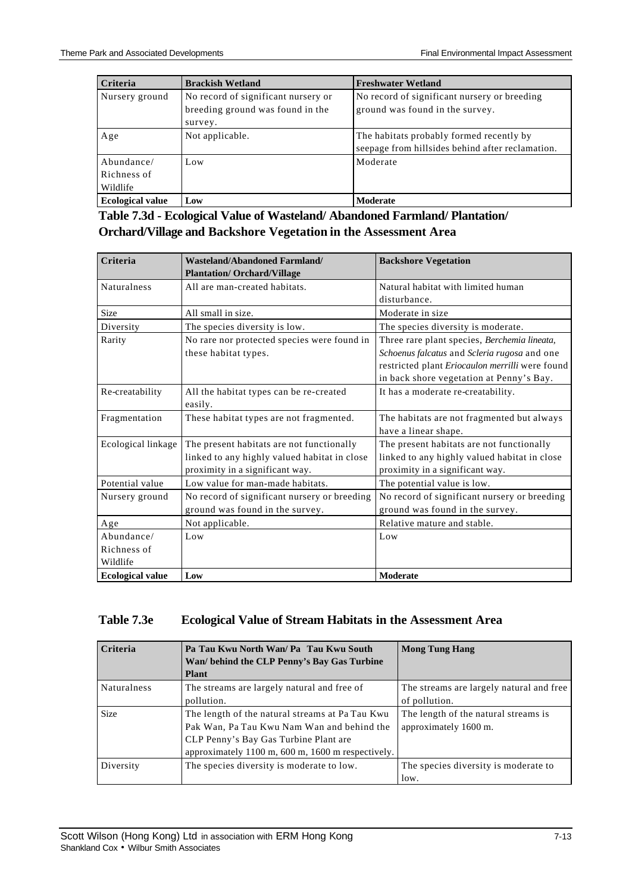| Criteria | Brackish Wetland | Freshwater Wetland |
|---|---|---|
| Nursery ground | No record of significant nursery or breeding ground was found in the survey. | No record of significant nursery or breeding ground was found in the survey. |
| Age | Not applicable. | The habitats probably formed recently by seepage from hillsides behind after reclamation. |
| Abundance/ Richness of Wildlife | Low | Moderate |
| **Ecological value** | **Low** | **Moderate** |

### Table 7.3d - Ecological Value of Wasteland/ Abandoned Farmland/ Plantation/ Orchard/Village and Backshore Vegetation in the Assessment Area

| Criteria | Wasteland/Abandoned Farmland/ Plantation/ Orchard/Village | Backshore Vegetation |
|---|---|---|
| Naturalness | All are man-created habitats. | Natural habitat with limited human disturbance. |
| Size | All small in size. | Moderate in size |
| Diversity | The species diversity is low. | The species diversity is moderate. |
| Rarity | No rare nor protected species were found in these habitat types. | Three rare plant species, *Berchemia lineata, Schoenus falcatus* and *Scleria rugosa* and one restricted plant *Eriocaulon merrilli* were found in back shore vegetation at Penny's Bay. |
| Re-creatability | All the habitat types can be re-created easily. | It has a moderate re-creatability. |
| Fragmentation | These habitat types are not fragmented. | The habitats are not fragmented but always have a linear shape. |
| Ecological linkage | The present habitats are not functionally linked to any highly valued habitat in close proximity in a significant way. | The present habitats are not functionally linked to any highly valued habitat in close proximity in a significant way. |
| Potential value | Low value for man-made habitats. | The potential value is low. |
| Nursery ground | No record of significant nursery or breeding ground was found in the survey. | No record of significant nursery or breeding ground was found in the survey. |
| Age | Not applicable. | Relative mature and stable. |
| Abundance/ Richness of Wildlife | Low | Low |
| **Ecological value** | **Low** | **Moderate** |

### Table 7.3e Ecological Value of Stream Habitats in the Assessment Area

| Criteria | Pa Tau Kwu North Wan/ Pa Tau Kwu South Wan/ behind the CLP Penny's Bay Gas Turbine Plant | Mong Tung Hang |
|---|---|---|
| Naturalness | The streams are largely natural and free of pollution. | The streams are largely natural and free of pollution. |
| Size | The length of the natural streams at Pa Tau Kwu Pak Wan, Pa Tau Kwu Nam Wan and behind the CLP Penny's Bay Gas Turbine Plant are approximately 1100 m, 600 m, 1600 m respectively. | The length of the natural streams is approximately 1600 m. |
| Diversity | The species diversity is moderate to low. | The species diversity is moderate to low. |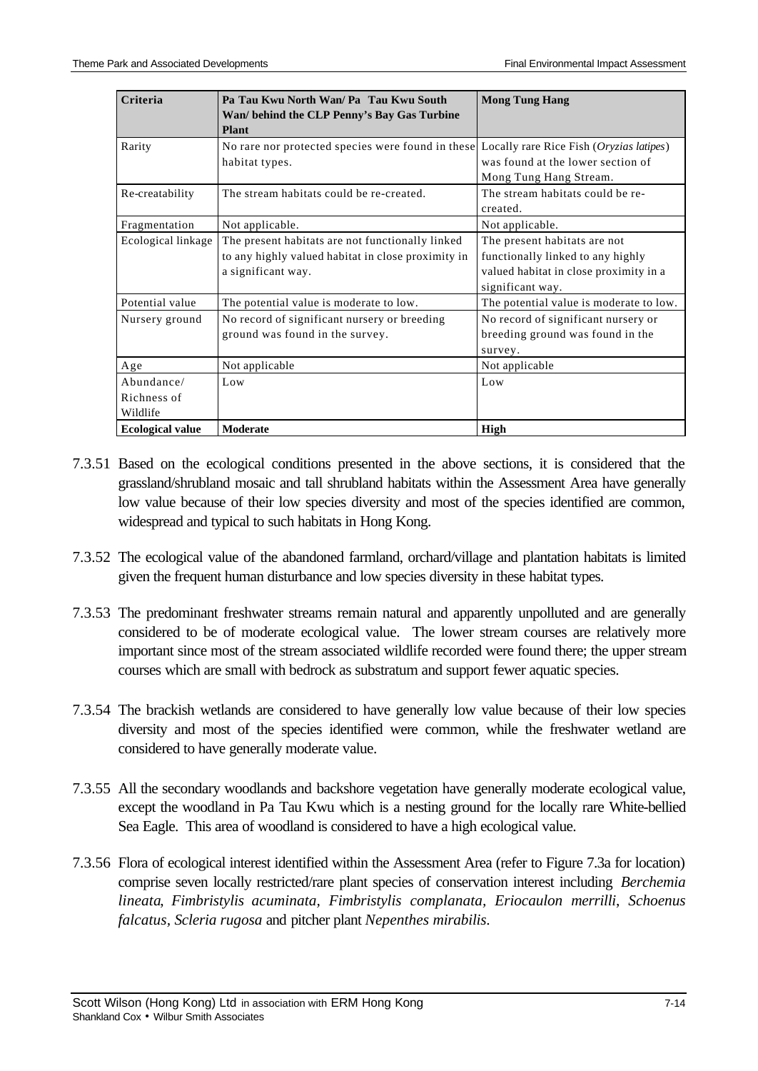| Criteria | Pa Tau Kwu North Wan/ Pa Tau Kwu South Wan/ behind the CLP Penny's Bay Gas Turbine Plant | Mong Tung Hang |
|---|---|---|
| Rarity | No rare nor protected species were found in these habitat types. | Locally rare Rice Fish (*Oryzias latipes*) was found at the lower section of Mong Tung Hang Stream. |
| Re-creatability | The stream habitats could be re-created. | The stream habitats could be re-created. |
| Fragmentation | Not applicable. | Not applicable. |
| Ecological linkage | The present habitats are not functionally linked to any highly valued habitat in close proximity in a significant way. | The present habitats are not functionally linked to any highly valued habitat in close proximity in a significant way. |
| Potential value | The potential value is moderate to low. | The potential value is moderate to low. |
| Nursery ground | No record of significant nursery or breeding ground was found in the survey. | No record of significant nursery or breeding ground was found in the survey. |
| Age | Not applicable | Not applicable |
| Abundance/ Richness of Wildlife | Low | Low |
| **Ecological value** | **Moderate** | **High** |

7.3.51 Based on the ecological conditions presented in the above sections, it is considered that the grassland/shrubland mosaic and tall shrubland habitats within the Assessment Area have generally low value because of their low species diversity and most of the species identified are common, widespread and typical to such habitats in Hong Kong.

7.3.52 The ecological value of the abandoned farmland, orchard/village and plantation habitats is limited given the frequent human disturbance and low species diversity in these habitat types.

7.3.53 The predominant freshwater streams remain natural and apparently unpolluted and are generally considered to be of moderate ecological value. The lower stream courses are relatively more important since most of the stream associated wildlife recorded were found there; the upper stream courses which are small with bedrock as substratum and support fewer aquatic species.

7.3.54 The brackish wetlands are considered to have generally low value because of their low species diversity and most of the species identified were common, while the freshwater wetland are considered to have generally moderate value.

7.3.55 All the secondary woodlands and backshore vegetation have generally moderate ecological value, except the woodland in Pa Tau Kwu which is a nesting ground for the locally rare White-bellied Sea Eagle. This area of woodland is considered to have a high ecological value.

7.3.56 Flora of ecological interest identified within the Assessment Area (refer to Figure 7.3a for location) comprise seven locally restricted/rare plant species of conservation interest including *Berchemia lineata*, *Fimbristylis acuminata*, *Fimbristylis complanata*, *Eriocaulon merrilli*, *Schoenus falcatus*, *Scleria rugosa* and pitcher plant *Nepenthes mirabilis*.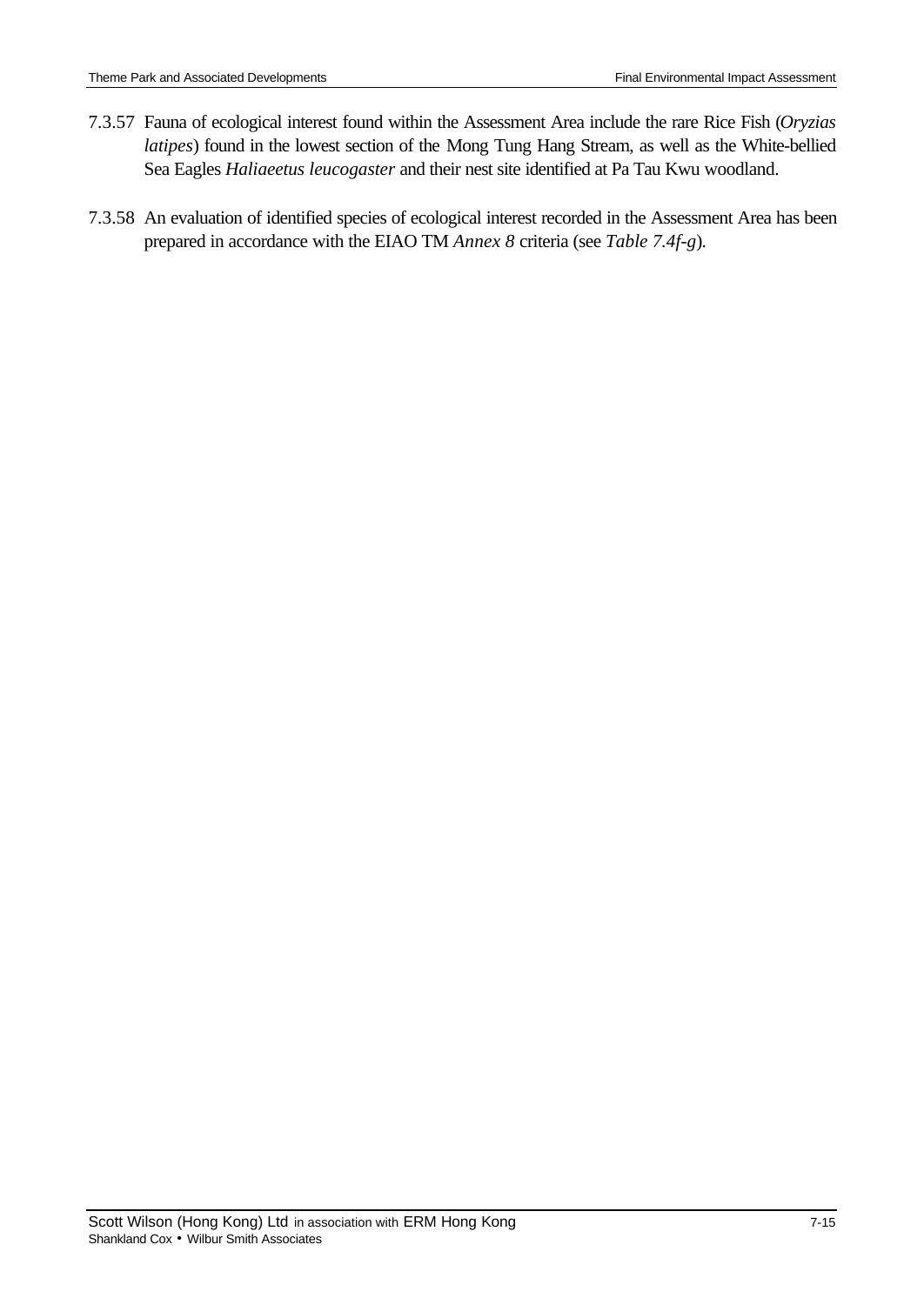7.3.57 Fauna of ecological interest found within the Assessment Area include the rare Rice Fish (*Oryzias latipes*) found in the lowest section of the Mong Tung Hang Stream, as well as the White-bellied Sea Eagles *Haliaeetus leucogaster* and their nest site identified at Pa Tau Kwu woodland.

7.3.58 An evaluation of identified species of ecological interest recorded in the Assessment Area has been prepared in accordance with the EIAO TM *Annex 8* criteria (see *Table 7.4f-g*).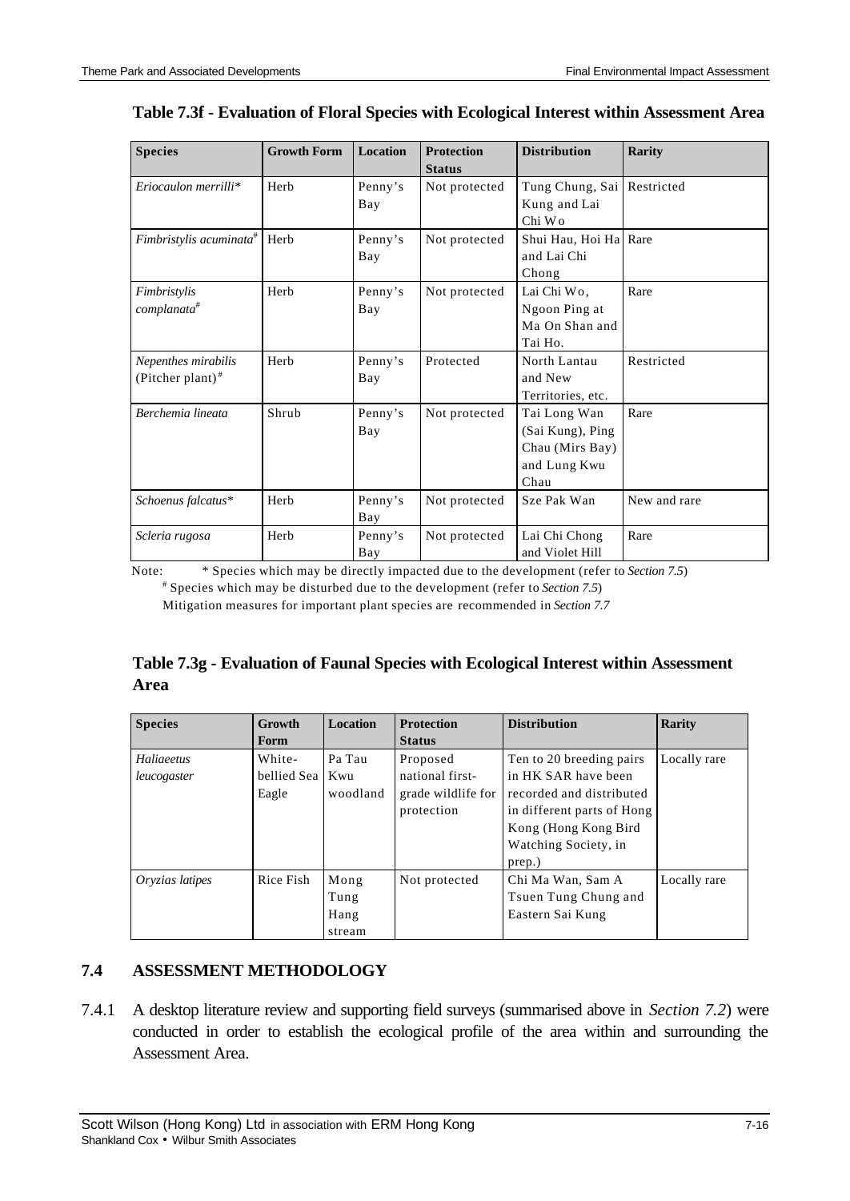**Table 7.3f - Evaluation of Floral Species with Ecological Interest within Assessment Area**

| Species | Growth Form | Location | Protection Status | Distribution | Rarity |
|---|---|---|---|---|---|
| *Eriocaulon merrilli** | Herb | Penny's Bay | Not protected | Tung Chung, Sai Kung and Lai Chi Wo | Restricted |
| *Fimbristylis acuminata*# | Herb | Penny's Bay | Not protected | Shui Hau, Hoi Ha and Lai Chi Chong | Rare |
| *Fimbristylis complanata*# | Herb | Penny's Bay | Not protected | Lai Chi Wo, Ngoon Ping at Ma On Shan and Tai Ho. | Rare |
| *Nepenthes mirabilis* (Pitcher plant)# | Herb | Penny's Bay | Protected | North Lantau and New Territories, etc. | Restricted |
| *Berchemia lineata* | Shrub | Penny's Bay | Not protected | Tai Long Wan (Sai Kung), Ping Chau (Mirs Bay) and Lung Kwu Chau | Rare |
| *Schoenus falcatus** | Herb | Penny's Bay | Not protected | Sze Pak Wan | New and rare |
| *Scleria rugosa* | Herb | Penny's Bay | Not protected | Lai Chi Chong and Violet Hill | Rare |

Note: * Species which may be directly impacted due to the development (refer to *Section 7.5*)
# Species which may be disturbed due to the development (refer to *Section 7.5*)
Mitigation measures for important plant species are recommended in *Section 7.7*

**Table 7.3g - Evaluation of Faunal Species with Ecological Interest within Assessment Area**

| Species | Growth Form | Location | Protection Status | Distribution | Rarity |
|---|---|---|---|---|---|
| *Haliaeetus leucogaster* | White-bellied Sea Eagle | Pa Tau Kwu woodland | Proposed national first-grade wildlife for protection | Ten to 20 breeding pairs in HK SAR have been recorded and distributed in different parts of Hong Kong (Hong Kong Bird Watching Society, in prep.) | Locally rare |
| *Oryzias latipes* | Rice Fish | Mong Tung Hang stream | Not protected | Chi Ma Wan, Sam A Tsuen Tung Chung and Eastern Sai Kung | Locally rare |

## 7.4 ASSESSMENT METHODOLOGY

7.4.1 A desktop literature review and supporting field surveys (summarised above in *Section 7.2*) were conducted in order to establish the ecological profile of the area within and surrounding the Assessment Area.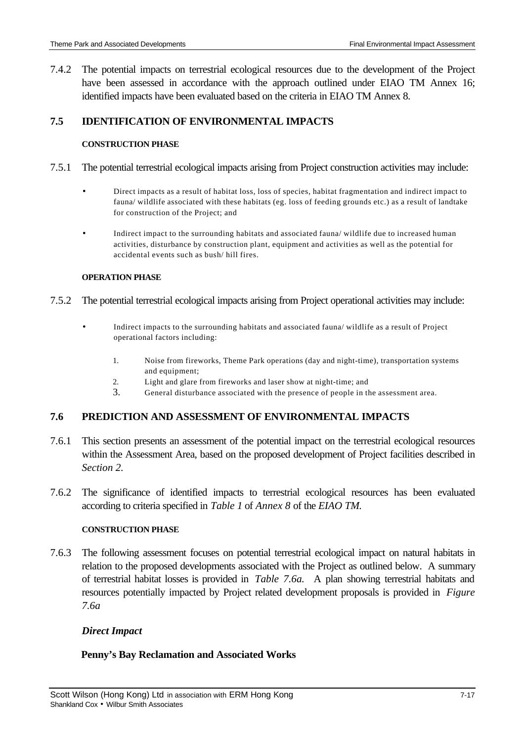7.4.2 The potential impacts on terrestrial ecological resources due to the development of the Project have been assessed in accordance with the approach outlined under EIAO TM Annex 16; identified impacts have been evaluated based on the criteria in EIAO TM Annex 8.

## 7.5 IDENTIFICATION OF ENVIRONMENTAL IMPACTS

**CONSTRUCTION PHASE**

7.5.1 The potential terrestrial ecological impacts arising from Project construction activities may include:

- Direct impacts as a result of habitat loss, loss of species, habitat fragmentation and indirect impact to fauna/ wildlife associated with these habitats (eg. loss of feeding grounds etc.) as a result of landtake for construction of the Project; and
- Indirect impact to the surrounding habitats and associated fauna/ wildlife due to increased human activities, disturbance by construction plant, equipment and activities as well as the potential for accidental events such as bush/ hill fires.

**OPERATION PHASE**

7.5.2 The potential terrestrial ecological impacts arising from Project operational activities may include:

- Indirect impacts to the surrounding habitats and associated fauna/ wildlife as a result of Project operational factors including:
  1. Noise from fireworks, Theme Park operations (day and night-time), transportation systems and equipment;
  2. Light and glare from fireworks and laser show at night-time; and
  3. General disturbance associated with the presence of people in the assessment area.

## 7.6 PREDICTION AND ASSESSMENT OF ENVIRONMENTAL IMPACTS

7.6.1 This section presents an assessment of the potential impact on the terrestrial ecological resources within the Assessment Area, based on the proposed development of Project facilities described in *Section 2*.

7.6.2 The significance of identified impacts to terrestrial ecological resources has been evaluated according to criteria specified in *Table 1* of *Annex 8* of the *EIAO TM.*

**CONSTRUCTION PHASE**

7.6.3 The following assessment focuses on potential terrestrial ecological impact on natural habitats in relation to the proposed developments associated with the Project as outlined below. A summary of terrestrial habitat losses is provided in *Table 7.6a.* A plan showing terrestrial habitats and resources potentially impacted by Project related development proposals is provided in *Figure 7.6a*

***Direct Impact***

**Penny's Bay Reclamation and Associated Works**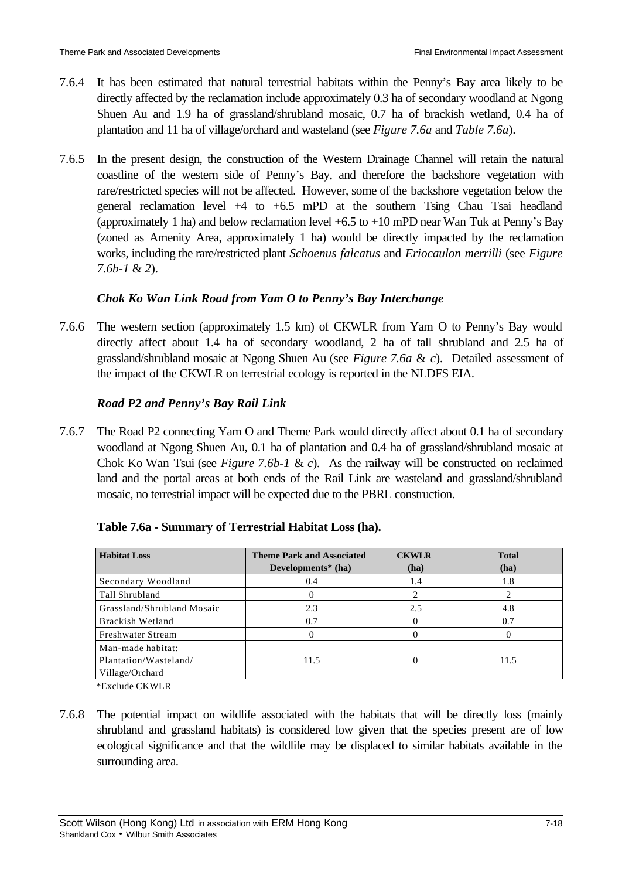7.6.4 It has been estimated that natural terrestrial habitats within the Penny's Bay area likely to be directly affected by the reclamation include approximately 0.3 ha of secondary woodland at Ngong Shuen Au and 1.9 ha of grassland/shrubland mosaic, 0.7 ha of brackish wetland, 0.4 ha of plantation and 11 ha of village/orchard and wasteland (see *Figure 7.6a* and *Table 7.6a*).

7.6.5 In the present design, the construction of the Western Drainage Channel will retain the natural coastline of the western side of Penny's Bay, and therefore the backshore vegetation with rare/restricted species will not be affected. However, some of the backshore vegetation below the general reclamation level +4 to +6.5 mPD at the southern Tsing Chau Tsai headland (approximately 1 ha) and below reclamation level +6.5 to +10 mPD near Wan Tuk at Penny's Bay (zoned as Amenity Area, approximately 1 ha) would be directly impacted by the reclamation works, including the rare/restricted plant *Schoenus falcatus* and *Eriocaulon merrilli* (see *Figure 7.6b-1* & *2*).

### *Chok Ko Wan Link Road from Yam O to Penny's Bay Interchange*

7.6.6 The western section (approximately 1.5 km) of CKWLR from Yam O to Penny's Bay would directly affect about 1.4 ha of secondary woodland, 2 ha of tall shrubland and 2.5 ha of grassland/shrubland mosaic at Ngong Shuen Au (see *Figure 7.6a* & *c*). Detailed assessment of the impact of the CKWLR on terrestrial ecology is reported in the NLDFS EIA.

### *Road P2 and Penny's Bay Rail Link*

7.6.7 The Road P2 connecting Yam O and Theme Park would directly affect about 0.1 ha of secondary woodland at Ngong Shuen Au, 0.1 ha of plantation and 0.4 ha of grassland/shrubland mosaic at Chok Ko Wan Tsui (see *Figure 7.6b-1* & *c*). As the railway will be constructed on reclaimed land and the portal areas at both ends of the Rail Link are wasteland and grassland/shrubland mosaic, no terrestrial impact will be expected due to the PBRL construction.

**Table 7.6a - Summary of Terrestrial Habitat Loss (ha).**

| Habitat Loss | Theme Park and Associated Developments* (ha) | CKWLR (ha) | Total (ha) |
|---|---|---|---|
| Secondary Woodland | 0.4 | 1.4 | 1.8 |
| Tall Shrubland | 0 | 2 | 2 |
| Grassland/Shrubland Mosaic | 2.3 | 2.5 | 4.8 |
| Brackish Wetland | 0.7 | 0 | 0.7 |
| Freshwater Stream | 0 | 0 | 0 |
| Man-made habitat: Plantation/Wasteland/ Village/Orchard | 11.5 | 0 | 11.5 |

*Exclude CKWLR

7.6.8 The potential impact on wildlife associated with the habitats that will be directly loss (mainly shrubland and grassland habitats) is considered low given that the species present are of low ecological significance and that the wildlife may be displaced to similar habitats available in the surrounding area.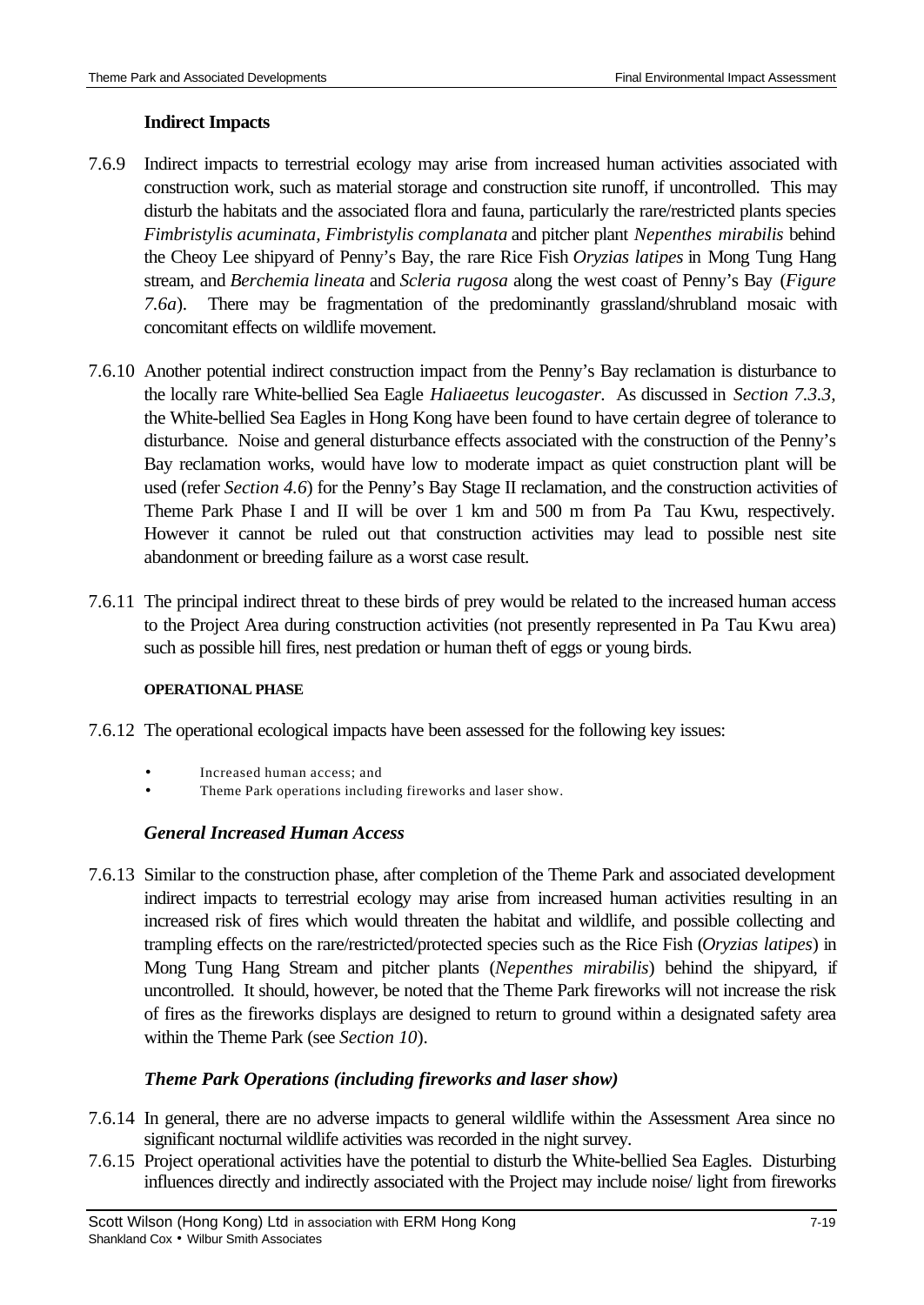#### Indirect Impacts

7.6.9 Indirect impacts to terrestrial ecology may arise from increased human activities associated with construction work, such as material storage and construction site runoff, if uncontrolled. This may disturb the habitats and the associated flora and fauna, particularly the rare/restricted plants species *Fimbristylis acuminata*, *Fimbristylis complanata* and pitcher plant *Nepenthes mirabilis* behind the Cheoy Lee shipyard of Penny's Bay, the rare Rice Fish *Oryzias latipes* in Mong Tung Hang stream, and *Berchemia lineata* and *Scleria rugosa* along the west coast of Penny's Bay (*Figure 7.6a*). There may be fragmentation of the predominantly grassland/shrubland mosaic with concomitant effects on wildlife movement.

7.6.10 Another potential indirect construction impact from the Penny's Bay reclamation is disturbance to the locally rare White-bellied Sea Eagle *Haliaeetus leucogaster*. As discussed in *Section 7.3.3*, the White-bellied Sea Eagles in Hong Kong have been found to have certain degree of tolerance to disturbance. Noise and general disturbance effects associated with the construction of the Penny's Bay reclamation works, would have low to moderate impact as quiet construction plant will be used (refer *Section 4.6*) for the Penny's Bay Stage II reclamation, and the construction activities of Theme Park Phase I and II will be over 1 km and 500 m from Pa Tau Kwu, respectively. However it cannot be ruled out that construction activities may lead to possible nest site abandonment or breeding failure as a worst case result.

7.6.11 The principal indirect threat to these birds of prey would be related to the increased human access to the Project Area during construction activities (not presently represented in Pa Tau Kwu area) such as possible hill fires, nest predation or human theft of eggs or young birds.

##### OPERATIONAL PHASE

7.6.12 The operational ecological impacts have been assessed for the following key issues:

- Increased human access; and
- Theme Park operations including fireworks and laser show.

#### *General Increased Human Access*

7.6.13 Similar to the construction phase, after completion of the Theme Park and associated development indirect impacts to terrestrial ecology may arise from increased human activities resulting in an increased risk of fires which would threaten the habitat and wildlife, and possible collecting and trampling effects on the rare/restricted/protected species such as the Rice Fish (*Oryzias latipes*) in Mong Tung Hang Stream and pitcher plants (*Nepenthes mirabilis*) behind the shipyard, if uncontrolled. It should, however, be noted that the Theme Park fireworks will not increase the risk of fires as the fireworks displays are designed to return to ground within a designated safety area within the Theme Park (see *Section 10*).

#### *Theme Park Operations (including fireworks and laser show)*

7.6.14 In general, there are no adverse impacts to general wildlife within the Assessment Area since no significant nocturnal wildlife activities was recorded in the night survey.

7.6.15 Project operational activities have the potential to disturb the White-bellied Sea Eagles. Disturbing influences directly and indirectly associated with the Project may include noise/ light from fireworks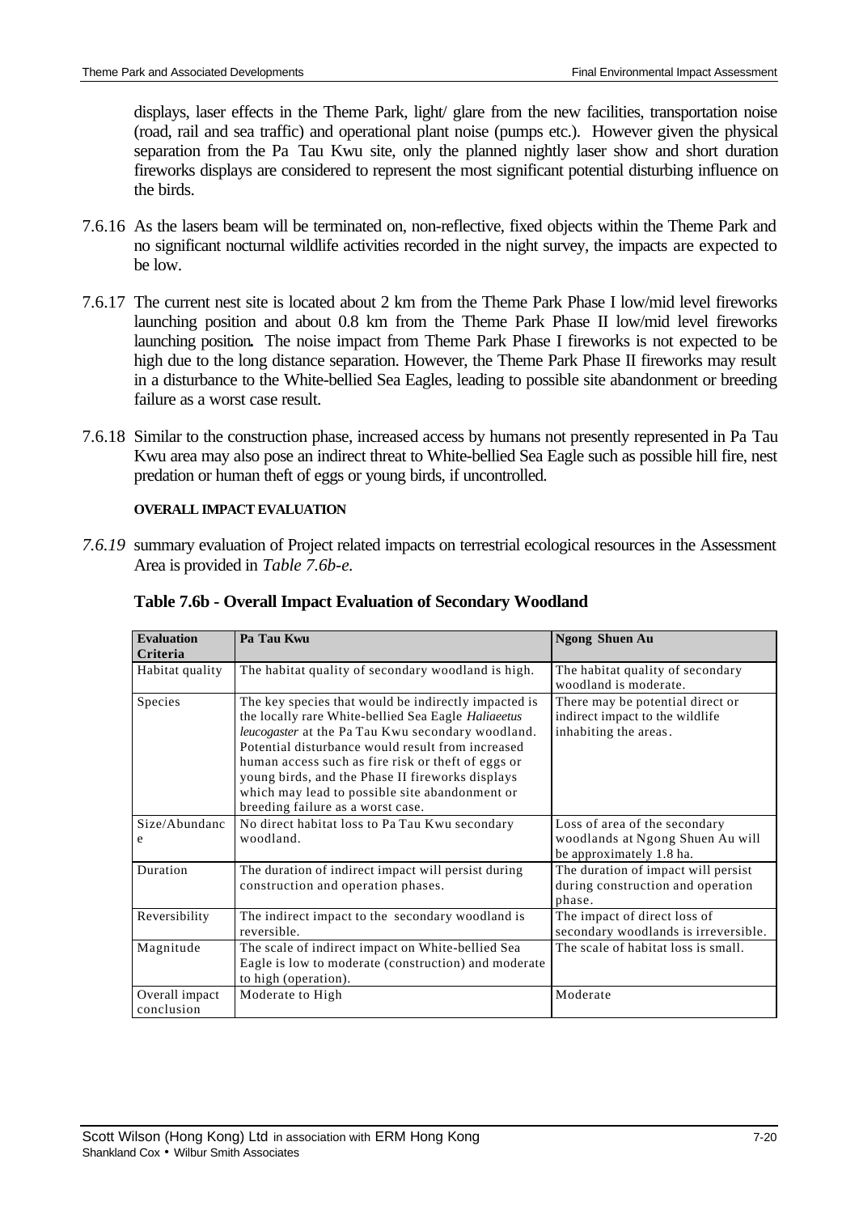displays, laser effects in the Theme Park, light/ glare from the new facilities, transportation noise (road, rail and sea traffic) and operational plant noise (pumps etc.). However given the physical separation from the Pa Tau Kwu site, only the planned nightly laser show and short duration fireworks displays are considered to represent the most significant potential disturbing influence on the birds.

7.6.16 As the lasers beam will be terminated on, non-reflective, fixed objects within the Theme Park and no significant nocturnal wildlife activities recorded in the night survey, the impacts are expected to be low.

7.6.17 The current nest site is located about 2 km from the Theme Park Phase I low/mid level fireworks launching position and about 0.8 km from the Theme Park Phase II low/mid level fireworks launching position**.** The noise impact from Theme Park Phase I fireworks is not expected to be high due to the long distance separation. However, the Theme Park Phase II fireworks may result in a disturbance to the White-bellied Sea Eagles, leading to possible site abandonment or breeding failure as a worst case result.

7.6.18 Similar to the construction phase, increased access by humans not presently represented in Pa Tau Kwu area may also pose an indirect threat to White-bellied Sea Eagle such as possible hill fire, nest predation or human theft of eggs or young birds, if uncontrolled.

**OVERALL IMPACT EVALUATION**

*7.6.19* summary evaluation of Project related impacts on terrestrial ecological resources in the Assessment Area is provided in *Table 7.6b-e.*

**Table 7.6b - Overall Impact Evaluation of Secondary Woodland**

| Evaluation Criteria | Pa Tau Kwu | Ngong Shuen Au |
|---|---|---|
| Habitat quality | The habitat quality of secondary woodland is high. | The habitat quality of secondary woodland is moderate. |
| Species | The key species that would be indirectly impacted is the locally rare White-bellied Sea Eagle *Haliaeetus leucogaster* at the Pa Tau Kwu secondary woodland. Potential disturbance would result from increased human access such as fire risk or theft of eggs or young birds, and the Phase II fireworks displays which may lead to possible site abandonment or breeding failure as a worst case. | There may be potential direct or indirect impact to the wildlife inhabiting the areas. |
| Size/Abundance | No direct habitat loss to Pa Tau Kwu secondary woodland. | Loss of area of the secondary woodlands at Ngong Shuen Au will be approximately 1.8 ha. |
| Duration | The duration of indirect impact will persist during construction and operation phases. | The duration of impact will persist during construction and operation phase. |
| Reversibility | The indirect impact to the secondary woodland is reversible. | The impact of direct loss of secondary woodlands is irreversible. |
| Magnitude | The scale of indirect impact on White-bellied Sea Eagle is low to moderate (construction) and moderate to high (operation). | The scale of habitat loss is small. |
| Overall impact conclusion | Moderate to High | Moderate |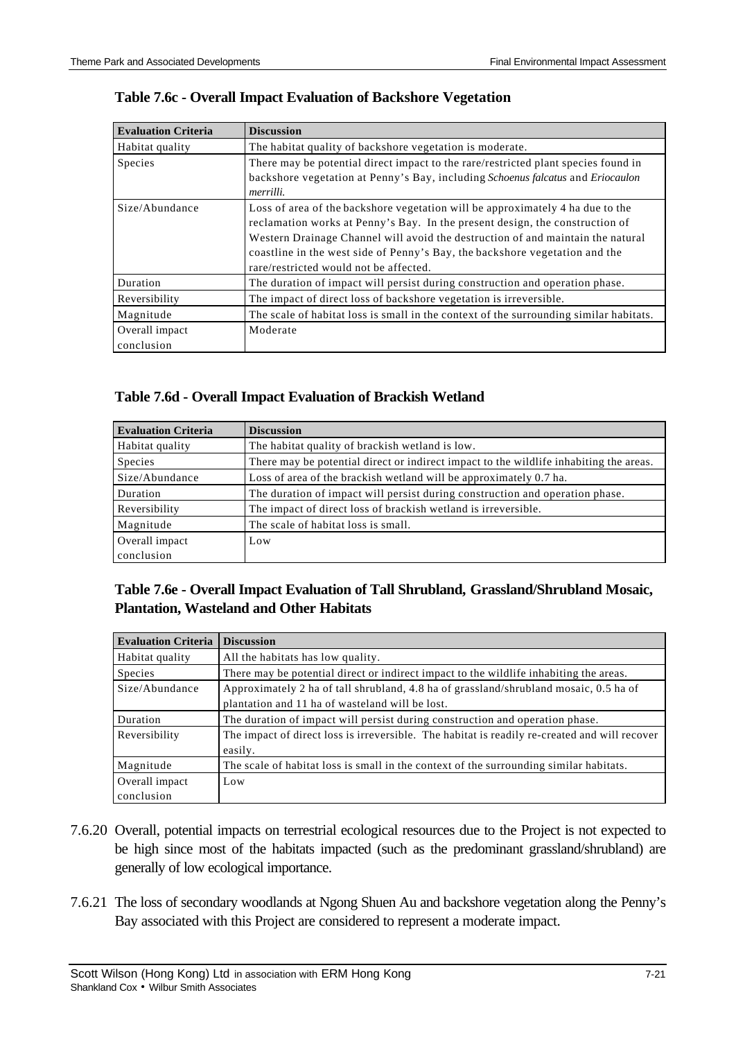**Table 7.6c - Overall Impact Evaluation of Backshore Vegetation**

| Evaluation Criteria | Discussion |
|---|---|
| Habitat quality | The habitat quality of backshore vegetation is moderate. |
| Species | There may be potential direct impact to the rare/restricted plant species found in backshore vegetation at Penny's Bay, including *Schoenus falcatus* and *Eriocaulon merrilli.* |
| Size/Abundance | Loss of area of the backshore vegetation will be approximately 4 ha due to the reclamation works at Penny's Bay. In the present design, the construction of Western Drainage Channel will avoid the destruction of and maintain the natural coastline in the west side of Penny's Bay, the backshore vegetation and the rare/restricted would not be affected. |
| Duration | The duration of impact will persist during construction and operation phase. |
| Reversibility | The impact of direct loss of backshore vegetation is irreversible. |
| Magnitude | The scale of habitat loss is small in the context of the surrounding similar habitats. |
| Overall impact conclusion | Moderate |

**Table 7.6d - Overall Impact Evaluation of Brackish Wetland**

| Evaluation Criteria | Discussion |
|---|---|
| Habitat quality | The habitat quality of brackish wetland is low. |
| Species | There may be potential direct or indirect impact to the wildlife inhabiting the areas. |
| Size/Abundance | Loss of area of the brackish wetland will be approximately 0.7 ha. |
| Duration | The duration of impact will persist during construction and operation phase. |
| Reversibility | The impact of direct loss of brackish wetland is irreversible. |
| Magnitude | The scale of habitat loss is small. |
| Overall impact conclusion | Low |

**Table 7.6e - Overall Impact Evaluation of Tall Shrubland, Grassland/Shrubland Mosaic, Plantation, Wasteland and Other Habitats**

| Evaluation Criteria | Discussion |
|---|---|
| Habitat quality | All the habitats has low quality. |
| Species | There may be potential direct or indirect impact to the wildlife inhabiting the areas. |
| Size/Abundance | Approximately 2 ha of tall shrubland, 4.8 ha of grassland/shrubland mosaic, 0.5 ha of plantation and 11 ha of wasteland will be lost. |
| Duration | The duration of impact will persist during construction and operation phase. |
| Reversibility | The impact of direct loss is irreversible. The habitat is readily re-created and will recover easily. |
| Magnitude | The scale of habitat loss is small in the context of the surrounding similar habitats. |
| Overall impact conclusion | Low |

7.6.20 Overall, potential impacts on terrestrial ecological resources due to the Project is not expected to be high since most of the habitats impacted (such as the predominant grassland/shrubland) are generally of low ecological importance.

7.6.21 The loss of secondary woodlands at Ngong Shuen Au and backshore vegetation along the Penny's Bay associated with this Project are considered to represent a moderate impact.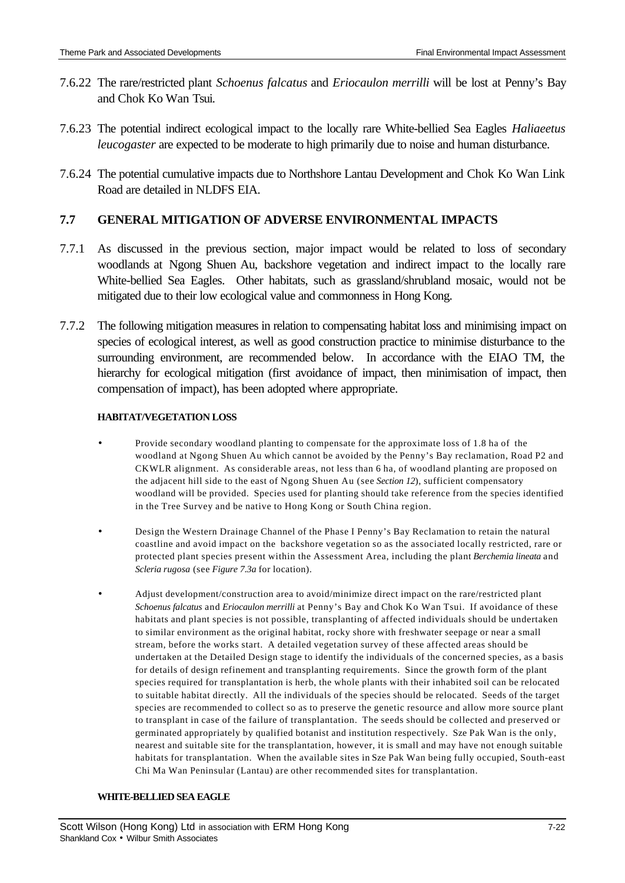7.6.22 The rare/restricted plant *Schoenus falcatus* and *Eriocaulon merrilli* will be lost at Penny's Bay and Chok Ko Wan Tsui.

7.6.23 The potential indirect ecological impact to the locally rare White-bellied Sea Eagles *Haliaeetus leucogaster* are expected to be moderate to high primarily due to noise and human disturbance.

7.6.24 The potential cumulative impacts due to Northshore Lantau Development and Chok Ko Wan Link Road are detailed in NLDFS EIA.

## 7.7 GENERAL MITIGATION OF ADVERSE ENVIRONMENTAL IMPACTS

7.7.1 As discussed in the previous section, major impact would be related to loss of secondary woodlands at Ngong Shuen Au, backshore vegetation and indirect impact to the locally rare White-bellied Sea Eagles. Other habitats, such as grassland/shrubland mosaic, would not be mitigated due to their low ecological value and commonness in Hong Kong.

7.7.2 The following mitigation measures in relation to compensating habitat loss and minimising impact on species of ecological interest, as well as good construction practice to minimise disturbance to the surrounding environment, are recommended below. In accordance with the EIAO TM, the hierarchy for ecological mitigation (first avoidance of impact, then minimisation of impact, then compensation of impact), has been adopted where appropriate.

#### HABITAT/VEGETATION LOSS

- Provide secondary woodland planting to compensate for the approximate loss of 1.8 ha of the woodland at Ngong Shuen Au which cannot be avoided by the Penny's Bay reclamation, Road P2 and CKWLR alignment. As considerable areas, not less than 6 ha, of woodland planting are proposed on the adjacent hill side to the east of Ngong Shuen Au (see *Section 12*), sufficient compensatory woodland will be provided. Species used for planting should take reference from the species identified in the Tree Survey and be native to Hong Kong or South China region.

- Design the Western Drainage Channel of the Phase I Penny's Bay Reclamation to retain the natural coastline and avoid impact on the backshore vegetation so as the associated locally restricted, rare or protected plant species present within the Assessment Area, including the plant *Berchemia lineata* and *Scleria rugosa* (see *Figure 7.3a* for location).

- Adjust development/construction area to avoid/minimize direct impact on the rare/restricted plant *Schoenus falcatus* and *Eriocaulon merrilli* at Penny's Bay and Chok Ko Wan Tsui. If avoidance of these habitats and plant species is not possible, transplanting of affected individuals should be undertaken to similar environment as the original habitat, rocky shore with freshwater seepage or near a small stream, before the works start. A detailed vegetation survey of these affected areas should be undertaken at the Detailed Design stage to identify the individuals of the concerned species, as a basis for details of design refinement and transplanting requirements. Since the growth form of the plant species required for transplantation is herb, the whole plants with their inhabited soil can be relocated to suitable habitat directly. All the individuals of the species should be relocated. Seeds of the target species are recommended to collect so as to preserve the genetic resource and allow more source plant to transplant in case of the failure of transplantation. The seeds should be collected and preserved or germinated appropriately by qualified botanist and institution respectively. Sze Pak Wan is the only, nearest and suitable site for the transplantation, however, it is small and may have not enough suitable habitats for transplantation. When the available sites in Sze Pak Wan being fully occupied, South-east Chi Ma Wan Peninsular (Lantau) are other recommended sites for transplantation.

#### WHITE-BELLIED SEA EAGLE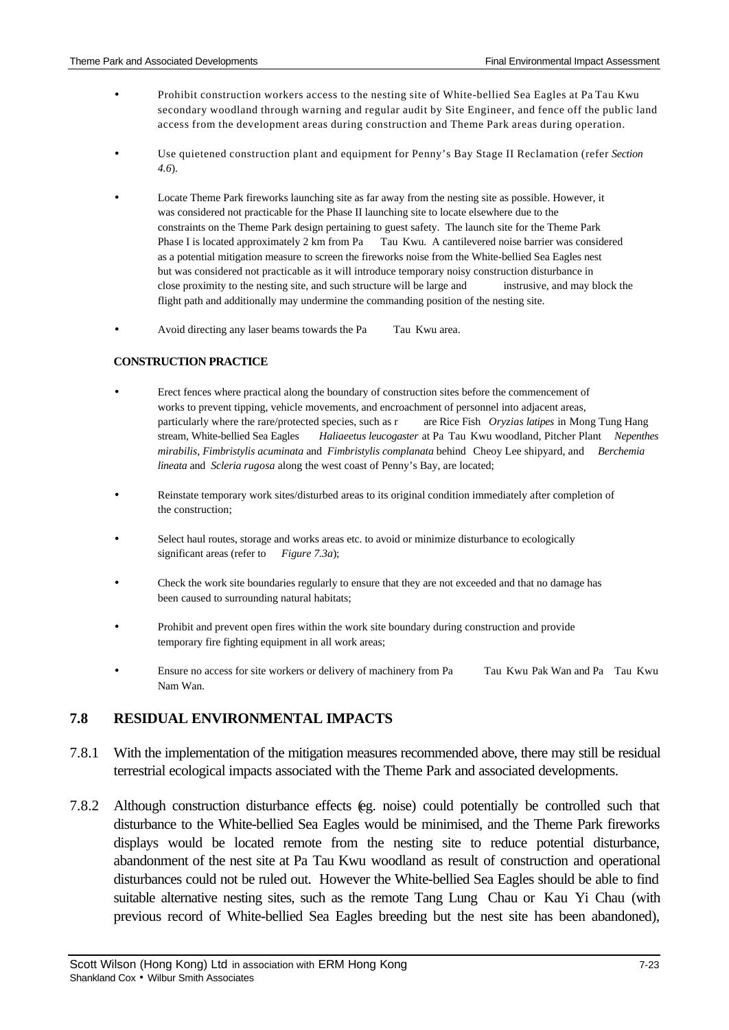- Prohibit construction workers access to the nesting site of White-bellied Sea Eagles at Pa Tau Kwu secondary woodland through warning and regular audit by Site Engineer, and fence off the public land access from the development areas during construction and Theme Park areas during operation.

- Use quietened construction plant and equipment for Penny's Bay Stage II Reclamation (refer *Section 4.6*).

- Locate Theme Park fireworks launching site as far away from the nesting site as possible. However, it was considered not practicable for the Phase II launching site to locate elsewhere due to the constraints on the Theme Park design pertaining to guest safety. The launch site for the Theme Park Phase I is located approximately 2 km from Pa Tau Kwu. A cantilevered noise barrier was considered as a potential mitigation measure to screen the fireworks noise from the White-bellied Sea Eagles nest but was considered not practicable as it will introduce temporary noisy construction disturbance in close proximity to the nesting site, and such structure will be large and instrusive, and may block the flight path and additionally may undermine the commanding position of the nesting site.

- Avoid directing any laser beams towards the Pa Tau Kwu area.

**CONSTRUCTION PRACTICE**

- Erect fences where practical along the boundary of construction sites before the commencement of works to prevent tipping, vehicle movements, and encroachment of personnel into adjacent areas, particularly where the rare/protected species, such as r are Rice Fish *Oryzias latipes* in Mong Tung Hang stream, White-bellied Sea Eagles *Haliaeetus leucogaster* at Pa Tau Kwu woodland, Pitcher Plant *Nepenthes mirabilis*, *Fimbristylis acuminata* and *Fimbristylis complanata* behind Cheoy Lee shipyard, and *Berchemia lineata* and *Scleria rugosa* along the west coast of Penny's Bay, are located;

- Reinstate temporary work sites/disturbed areas to its original condition immediately after completion of the construction;

- Select haul routes, storage and works areas etc. to avoid or minimize disturbance to ecologically significant areas (refer to *Figure 7.3a*);

- Check the work site boundaries regularly to ensure that they are not exceeded and that no damage has been caused to surrounding natural habitats;

- Prohibit and prevent open fires within the work site boundary during construction and provide temporary fire fighting equipment in all work areas;

- Ensure no access for site workers or delivery of machinery from Pa Tau Kwu Pak Wan and Pa Tau Kwu Nam Wan.

## 7.8 RESIDUAL ENVIRONMENTAL IMPACTS

7.8.1 With the implementation of the mitigation measures recommended above, there may still be residual terrestrial ecological impacts associated with the Theme Park and associated developments.

7.8.2 Although construction disturbance effects (eg. noise) could potentially be controlled such that disturbance to the White-bellied Sea Eagles would be minimised, and the Theme Park fireworks displays would be located remote from the nesting site to reduce potential disturbance, abandonment of the nest site at Pa Tau Kwu woodland as result of construction and operational disturbances could not be ruled out. However the White-bellied Sea Eagles should be able to find suitable alternative nesting sites, such as the remote Tang Lung Chau or Kau Yi Chau (with previous record of White-bellied Sea Eagles breeding but the nest site has been abandoned),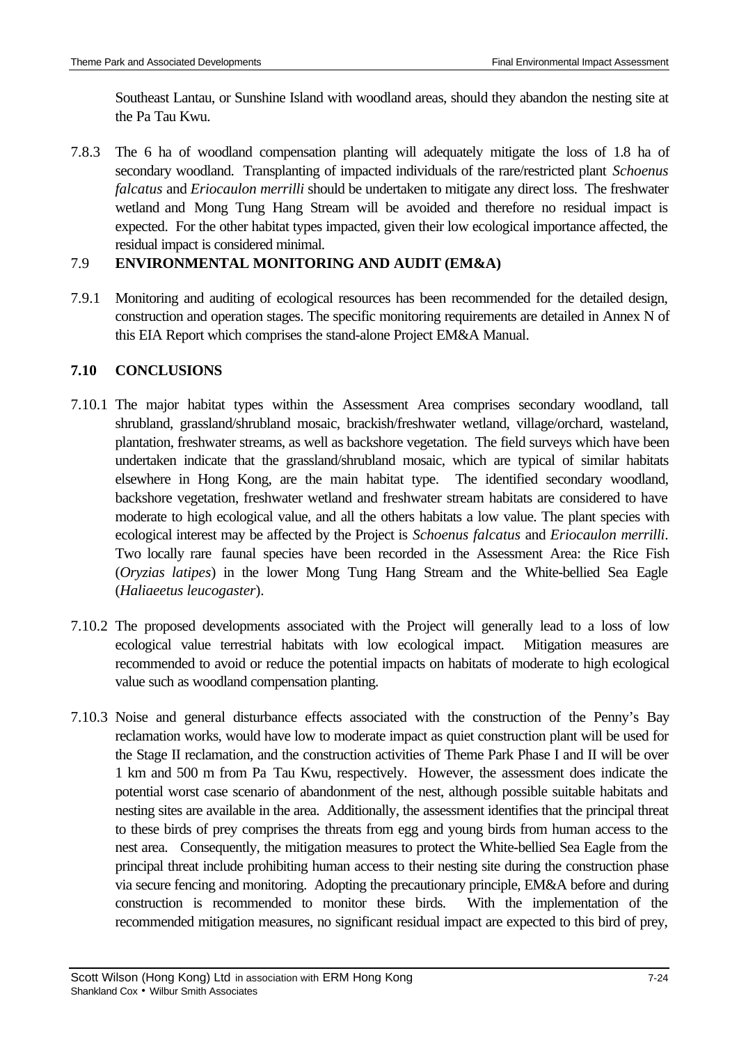Southeast Lantau, or Sunshine Island with woodland areas, should they abandon the nesting site at the Pa Tau Kwu.

7.8.3 The 6 ha of woodland compensation planting will adequately mitigate the loss of 1.8 ha of secondary woodland. Transplanting of impacted individuals of the rare/restricted plant *Schoenus falcatus* and *Eriocaulon merrilli* should be undertaken to mitigate any direct loss. The freshwater wetland and Mong Tung Hang Stream will be avoided and therefore no residual impact is expected. For the other habitat types impacted, given their low ecological importance affected, the residual impact is considered minimal.

## 7.9 ENVIRONMENTAL MONITORING AND AUDIT (EM&A)

7.9.1 Monitoring and auditing of ecological resources has been recommended for the detailed design, construction and operation stages. The specific monitoring requirements are detailed in Annex N of this EIA Report which comprises the stand-alone Project EM&A Manual.

## 7.10 CONCLUSIONS

7.10.1 The major habitat types within the Assessment Area comprises secondary woodland, tall shrubland, grassland/shrubland mosaic, brackish/freshwater wetland, village/orchard, wasteland, plantation, freshwater streams, as well as backshore vegetation. The field surveys which have been undertaken indicate that the grassland/shrubland mosaic, which are typical of similar habitats elsewhere in Hong Kong, are the main habitat type. The identified secondary woodland, backshore vegetation, freshwater wetland and freshwater stream habitats are considered to have moderate to high ecological value, and all the others habitats a low value. The plant species with ecological interest may be affected by the Project is *Schoenus falcatus* and *Eriocaulon merrilli*. Two locally rare faunal species have been recorded in the Assessment Area: the Rice Fish (*Oryzias latipes*) in the lower Mong Tung Hang Stream and the White-bellied Sea Eagle (*Haliaeetus leucogaster*).

7.10.2 The proposed developments associated with the Project will generally lead to a loss of low ecological value terrestrial habitats with low ecological impact. Mitigation measures are recommended to avoid or reduce the potential impacts on habitats of moderate to high ecological value such as woodland compensation planting.

7.10.3 Noise and general disturbance effects associated with the construction of the Penny's Bay reclamation works, would have low to moderate impact as quiet construction plant will be used for the Stage II reclamation, and the construction activities of Theme Park Phase I and II will be over 1 km and 500 m from Pa Tau Kwu, respectively. However, the assessment does indicate the potential worst case scenario of abandonment of the nest, although possible suitable habitats and nesting sites are available in the area. Additionally, the assessment identifies that the principal threat to these birds of prey comprises the threats from egg and young birds from human access to the nest area. Consequently, the mitigation measures to protect the White-bellied Sea Eagle from the principal threat include prohibiting human access to their nesting site during the construction phase via secure fencing and monitoring. Adopting the precautionary principle, EM&A before and during construction is recommended to monitor these birds. With the implementation of the recommended mitigation measures, no significant residual impact are expected to this bird of prey,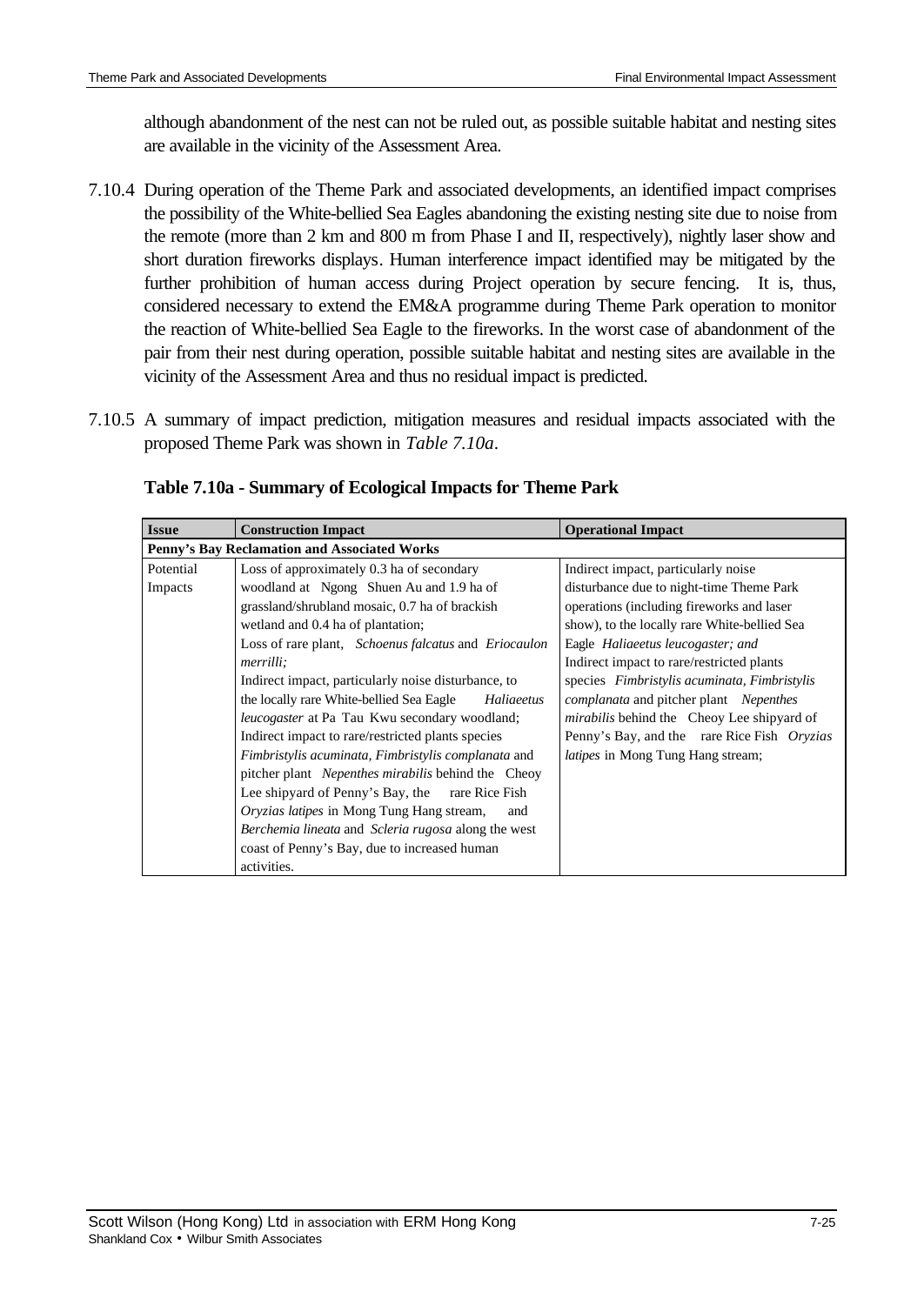although abandonment of the nest can not be ruled out, as possible suitable habitat and nesting sites are available in the vicinity of the Assessment Area.

7.10.4 During operation of the Theme Park and associated developments, an identified impact comprises the possibility of the White-bellied Sea Eagles abandoning the existing nesting site due to noise from the remote (more than 2 km and 800 m from Phase I and II, respectively), nightly laser show and short duration fireworks displays. Human interference impact identified may be mitigated by the further prohibition of human access during Project operation by secure fencing. It is, thus, considered necessary to extend the EM&A programme during Theme Park operation to monitor the reaction of White-bellied Sea Eagle to the fireworks. In the worst case of abandonment of the pair from their nest during operation, possible suitable habitat and nesting sites are available in the vicinity of the Assessment Area and thus no residual impact is predicted.

7.10.5 A summary of impact prediction, mitigation measures and residual impacts associated with the proposed Theme Park was shown in *Table 7.10a*.

**Table 7.10a - Summary of Ecological Impacts for Theme Park**

| **Issue** | **Construction Impact** | **Operational Impact** |
|---|---|---|
| **Penny's Bay Reclamation and Associated Works** | | |
| Potential Impacts | Loss of approximately 0.3 ha of secondary woodland at Ngong Shuen Au and 1.9 ha of grassland/shrubland mosaic, 0.7 ha of brackish wetland and 0.4 ha of plantation;<br>Loss of rare plant, *Schoenus falcatus* and *Eriocaulon merrilli;*<br>Indirect impact, particularly noise disturbance, to the locally rare White-bellied Sea Eagle *Haliaeetus leucogaster* at Pa Tau Kwu secondary woodland;<br>Indirect impact to rare/restricted plants species *Fimbristylis acuminata, Fimbristylis complanata* and pitcher plant *Nepenthes mirabilis* behind the Cheoy Lee shipyard of Penny's Bay, the rare Rice Fish *Oryzias latipes* in Mong Tung Hang stream, and *Berchemia lineata* and *Scleria rugosa* along the west coast of Penny's Bay, due to increased human activities. | Indirect impact, particularly noise disturbance due to night-time Theme Park operations (including fireworks and laser show), to the locally rare White-bellied Sea Eagle *Haliaeetus leucogaster; and*<br>Indirect impact to rare/restricted plants species *Fimbristylis acuminata, Fimbristylis complanata* and pitcher plant *Nepenthes mirabilis* behind the Cheoy Lee shipyard of Penny's Bay, and the rare Rice Fish *Oryzias latipes* in Mong Tung Hang stream; |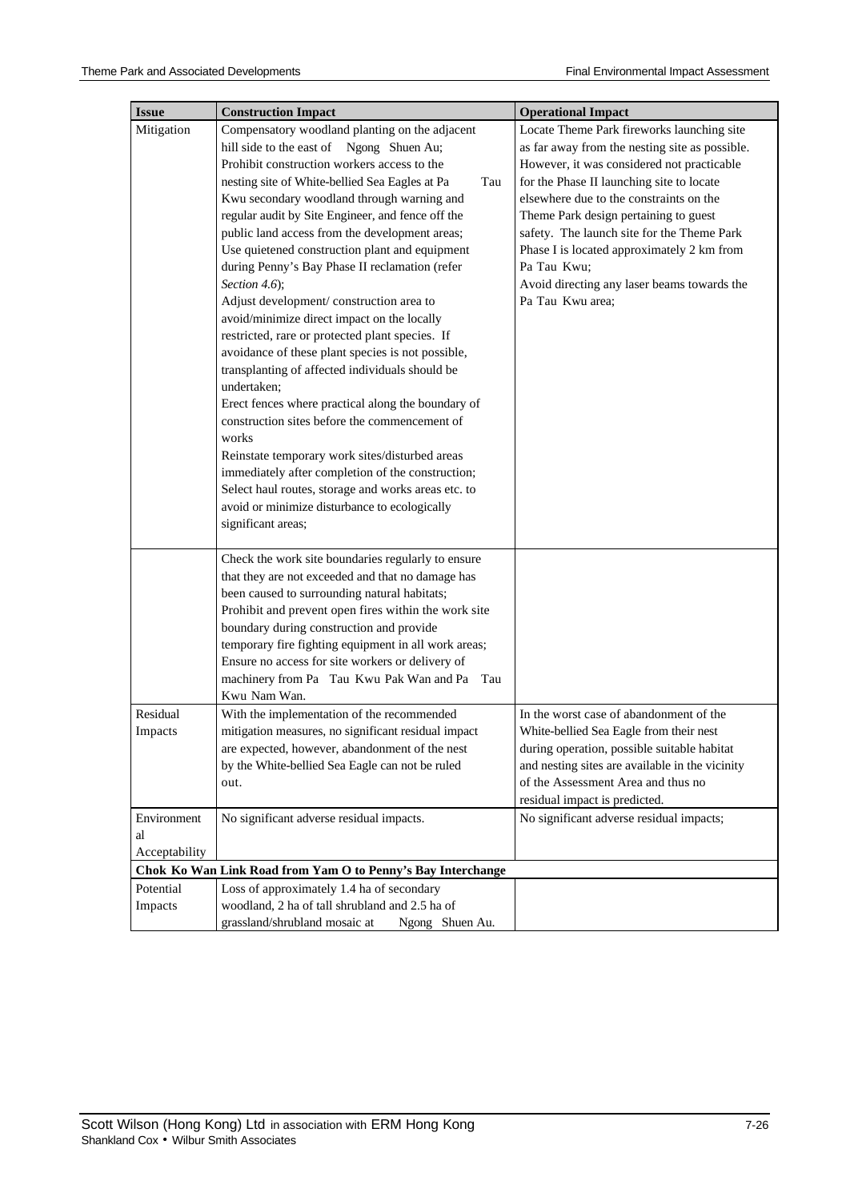| Issue | Construction Impact | Operational Impact |
|---|---|---|
| Mitigation | Compensatory woodland planting on the adjacent hill side to the east of Ngong Shuen Au; Prohibit construction workers access to the nesting site of White-bellied Sea Eagles at Pa Tau Kwu secondary woodland through warning and regular audit by Site Engineer, and fence off the public land access from the development areas; Use quietened construction plant and equipment during Penny's Bay Phase II reclamation (refer *Section 4.6*); Adjust development/ construction area to avoid/minimize direct impact on the locally restricted, rare or protected plant species. If avoidance of these plant species is not possible, transplanting of affected individuals should be undertaken; Erect fences where practical along the boundary of construction sites before the commencement of works Reinstate temporary work sites/disturbed areas immediately after completion of the construction; Select haul routes, storage and works areas etc. to avoid or minimize disturbance to ecologically significant areas; | Locate Theme Park fireworks launching site as far away from the nesting site as possible. However, it was considered not practicable for the Phase II launching site to locate elsewhere due to the constraints on the Theme Park design pertaining to guest safety. The launch site for the Theme Park Phase I is located approximately 2 km from Pa Tau Kwu; Avoid directing any laser beams towards the Pa Tau Kwu area; |
| | Check the work site boundaries regularly to ensure that they are not exceeded and that no damage has been caused to surrounding natural habitats; Prohibit and prevent open fires within the work site boundary during construction and provide temporary fire fighting equipment in all work areas; Ensure no access for site workers or delivery of machinery from Pa Tau Kwu Pak Wan and Pa Tau Kwu Nam Wan. | |
| Residual Impacts | With the implementation of the recommended mitigation measures, no significant residual impact are expected, however, abandonment of the nest by the White-bellied Sea Eagle can not be ruled out. | In the worst case of abandonment of the White-bellied Sea Eagle from their nest during operation, possible suitable habitat and nesting sites are available in the vicinity of the Assessment Area and thus no residual impact is predicted. |
| Environmental Acceptability | No significant adverse residual impacts. | No significant adverse residual impacts; |
| **Chok Ko Wan Link Road from Yam O to Penny's Bay Interchange** | | |
| Potential Impacts | Loss of approximately 1.4 ha of secondary woodland, 2 ha of tall shrubland and 2.5 ha of grassland/shrubland mosaic at Ngong Shuen Au. | |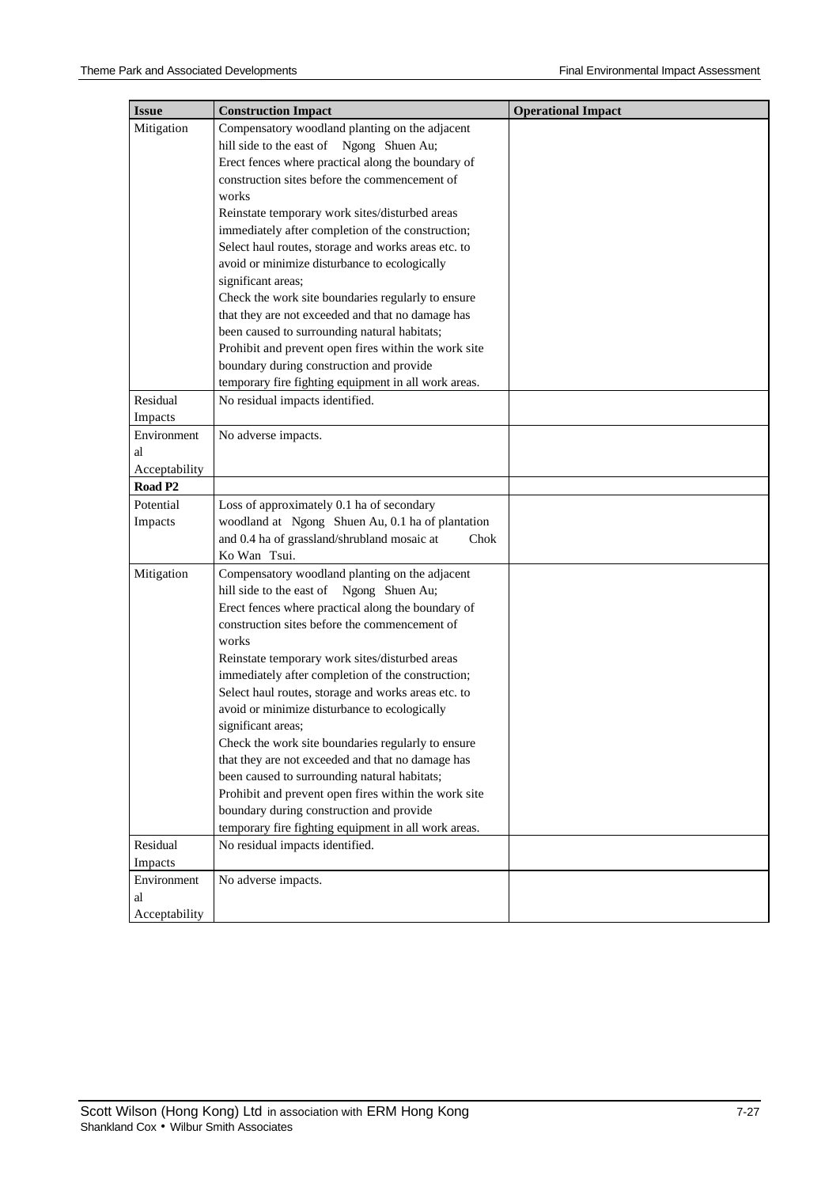| Issue | Construction Impact | Operational Impact |
|---|---|---|
| Mitigation | Compensatory woodland planting on the adjacent hill side to the east of Ngong Shuen Au;<br>Erect fences where practical along the boundary of construction sites before the commencement of works<br>Reinstate temporary work sites/disturbed areas immediately after completion of the construction;<br>Select haul routes, storage and works areas etc. to avoid or minimize disturbance to ecologically significant areas;<br>Check the work site boundaries regularly to ensure that they are not exceeded and that no damage has been caused to surrounding natural habitats;<br>Prohibit and prevent open fires within the work site boundary during construction and provide temporary fire fighting equipment in all work areas. | |
| Residual Impacts | No residual impacts identified. | |
| Environmental Acceptability | No adverse impacts. | |
| **Road P2** | | |
| Potential Impacts | Loss of approximately 0.1 ha of secondary woodland at Ngong Shuen Au, 0.1 ha of plantation and 0.4 ha of grassland/shrubland mosaic at Chok Ko Wan Tsui. | |
| Mitigation | Compensatory woodland planting on the adjacent hill side to the east of Ngong Shuen Au;<br>Erect fences where practical along the boundary of construction sites before the commencement of works<br>Reinstate temporary work sites/disturbed areas immediately after completion of the construction;<br>Select haul routes, storage and works areas etc. to avoid or minimize disturbance to ecologically significant areas;<br>Check the work site boundaries regularly to ensure that they are not exceeded and that no damage has been caused to surrounding natural habitats;<br>Prohibit and prevent open fires within the work site boundary during construction and provide temporary fire fighting equipment in all work areas. | |
| Residual Impacts | No residual impacts identified. | |
| Environmental Acceptability | No adverse impacts. | |